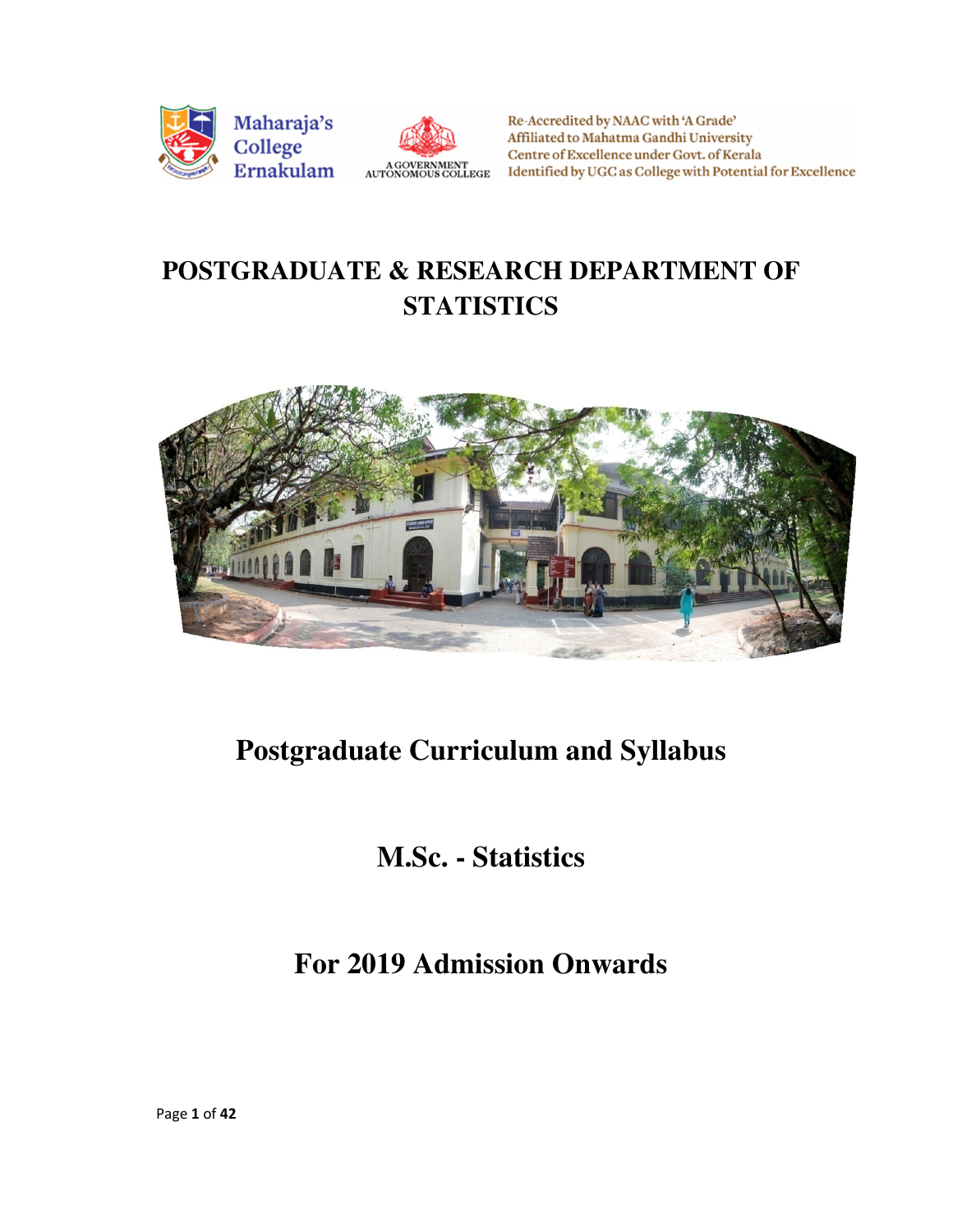Maharaja's College Ernakulam

A GOVERNMENT AUTONOMOUS COLLEGE

Re-Accredited by NAAC with 'A Grade'
Affiliated to Mahatma Gandhi University
Centre of Excellence under Govt. of Kerala
Identified by UGC as College with Potential for Excellence

# POSTGRADUATE & RESEARCH DEPARTMENT OF STATISTICS

# Postgraduate Curriculum and Syllabus

# M.Sc. - Statistics

# For 2019 Admission Onwards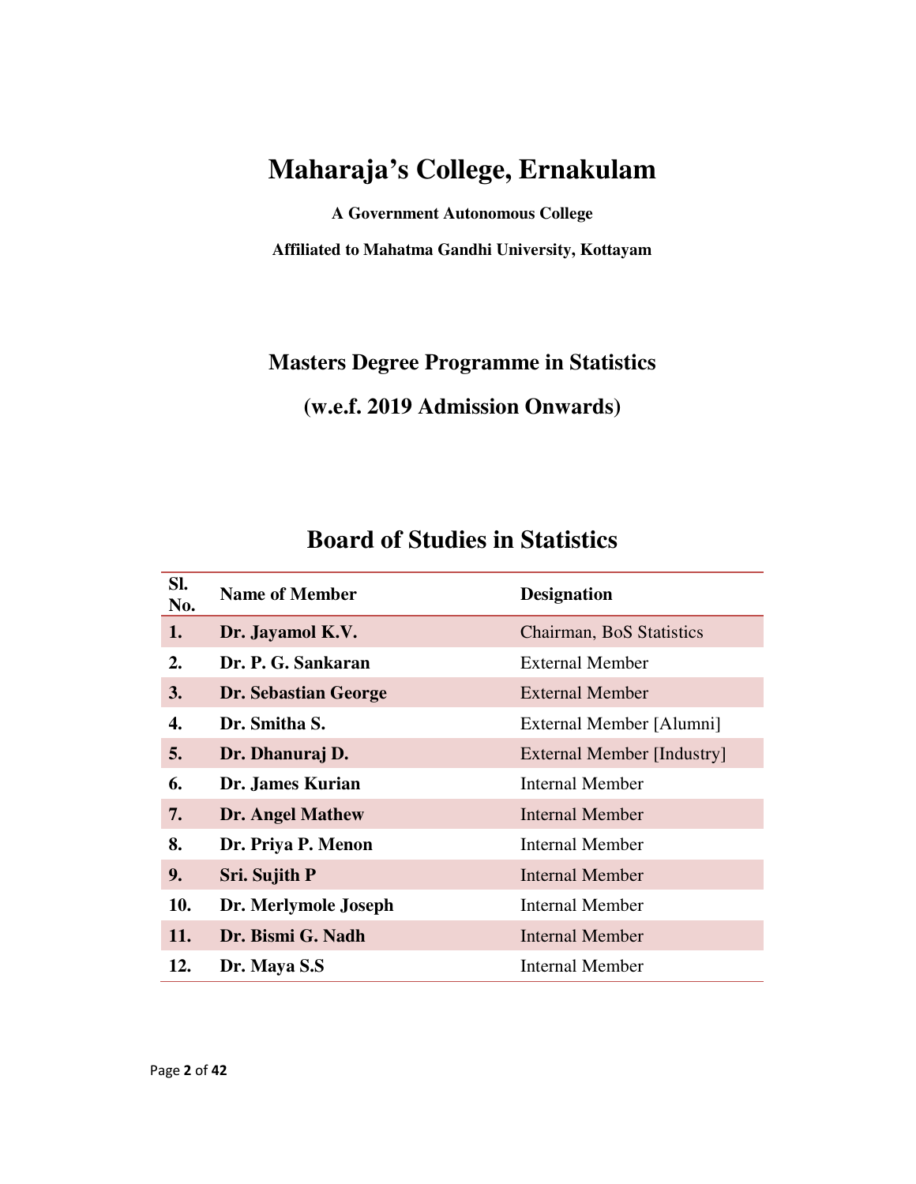# Maharaja's College, Ernakulam

**A Government Autonomous College**

**Affiliated to Mahatma Gandhi University, Kottayam**

## Masters Degree Programme in Statistics

## (w.e.f. 2019 Admission Onwards)

## Board of Studies in Statistics

| Sl. No. | Name of Member | Designation |
|---|---|---|
| **1.** | **Dr. Jayamol K.V.** | Chairman, BoS Statistics |
| **2.** | **Dr. P. G. Sankaran** | External Member |
| **3.** | **Dr. Sebastian George** | External Member |
| **4.** | **Dr. Smitha S.** | External Member [Alumni] |
| **5.** | **Dr. Dhanuraj D.** | External Member [Industry] |
| **6.** | **Dr. James Kurian** | Internal Member |
| **7.** | **Dr. Angel Mathew** | Internal Member |
| **8.** | **Dr. Priya P. Menon** | Internal Member |
| **9.** | **Sri. Sujith P** | Internal Member |
| **10.** | **Dr. Merlymole Joseph** | Internal Member |
| **11.** | **Dr. Bismi G. Nadh** | Internal Member |
| **12.** | **Dr. Maya S.S** | Internal Member |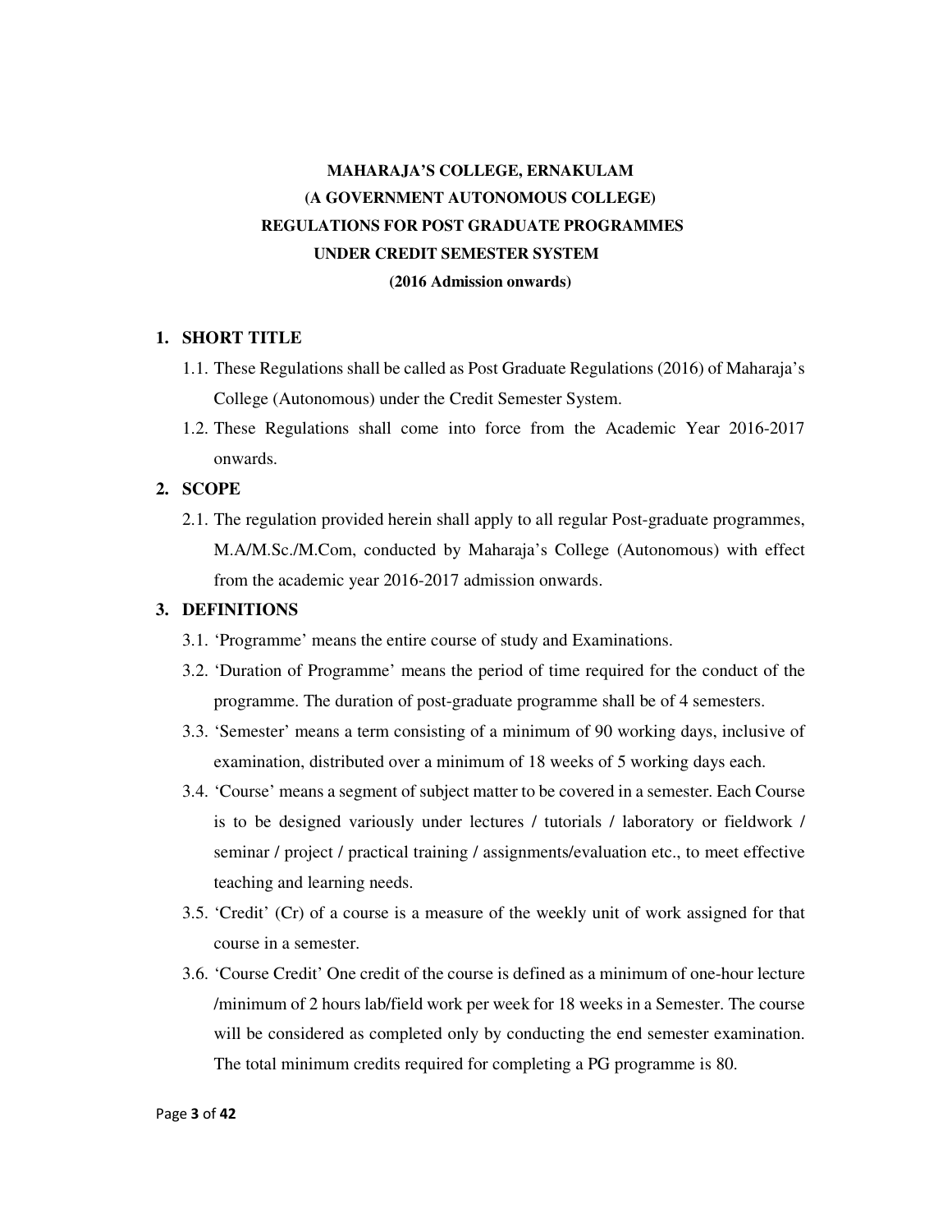**MAHARAJA'S COLLEGE, ERNAKULAM**
**(A GOVERNMENT AUTONOMOUS COLLEGE)**
**REGULATIONS FOR POST GRADUATE PROGRAMMES**
**UNDER CREDIT SEMESTER SYSTEM**
**(2016 Admission onwards)**

## 1. SHORT TITLE

1.1. These Regulations shall be called as Post Graduate Regulations (2016) of Maharaja's College (Autonomous) under the Credit Semester System.

1.2. These Regulations shall come into force from the Academic Year 2016-2017 onwards.

## 2. SCOPE

2.1. The regulation provided herein shall apply to all regular Post-graduate programmes, M.A/M.Sc./M.Com, conducted by Maharaja's College (Autonomous) with effect from the academic year 2016-2017 admission onwards.

## 3. DEFINITIONS

3.1. 'Programme' means the entire course of study and Examinations.

3.2. 'Duration of Programme' means the period of time required for the conduct of the programme. The duration of post-graduate programme shall be of 4 semesters.

3.3. 'Semester' means a term consisting of a minimum of 90 working days, inclusive of examination, distributed over a minimum of 18 weeks of 5 working days each.

3.4. 'Course' means a segment of subject matter to be covered in a semester. Each Course is to be designed variously under lectures / tutorials / laboratory or fieldwork / seminar / project / practical training / assignments/evaluation etc., to meet effective teaching and learning needs.

3.5. 'Credit' (Cr) of a course is a measure of the weekly unit of work assigned for that course in a semester.

3.6. 'Course Credit' One credit of the course is defined as a minimum of one-hour lecture /minimum of 2 hours lab/field work per week for 18 weeks in a Semester. The course will be considered as completed only by conducting the end semester examination. The total minimum credits required for completing a PG programme is 80.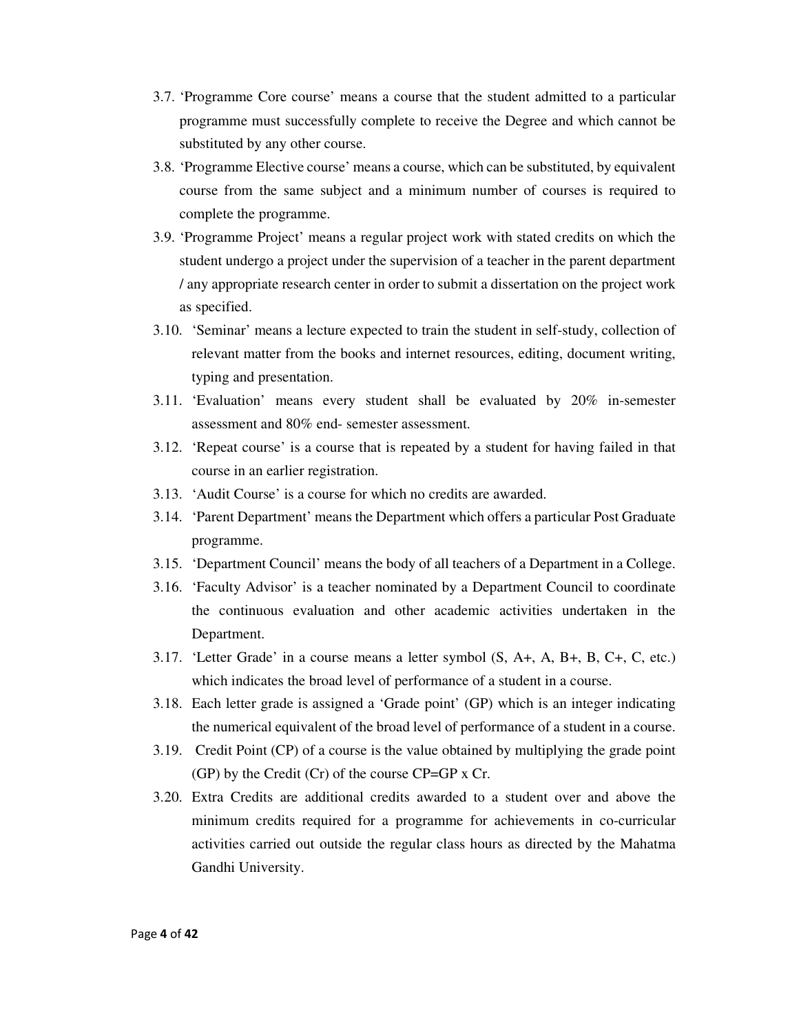3.7. 'Programme Core course' means a course that the student admitted to a particular programme must successfully complete to receive the Degree and which cannot be substituted by any other course.

3.8. 'Programme Elective course' means a course, which can be substituted, by equivalent course from the same subject and a minimum number of courses is required to complete the programme.

3.9. 'Programme Project' means a regular project work with stated credits on which the student undergo a project under the supervision of a teacher in the parent department / any appropriate research center in order to submit a dissertation on the project work as specified.

3.10. 'Seminar' means a lecture expected to train the student in self-study, collection of relevant matter from the books and internet resources, editing, document writing, typing and presentation.

3.11. 'Evaluation' means every student shall be evaluated by 20% in-semester assessment and 80% end- semester assessment.

3.12. 'Repeat course' is a course that is repeated by a student for having failed in that course in an earlier registration.

3.13. 'Audit Course' is a course for which no credits are awarded.

3.14. 'Parent Department' means the Department which offers a particular Post Graduate programme.

3.15. 'Department Council' means the body of all teachers of a Department in a College.

3.16. 'Faculty Advisor' is a teacher nominated by a Department Council to coordinate the continuous evaluation and other academic activities undertaken in the Department.

3.17. 'Letter Grade' in a course means a letter symbol (S, A+, A, B+, B, C+, C, etc.) which indicates the broad level of performance of a student in a course.

3.18. Each letter grade is assigned a 'Grade point' (GP) which is an integer indicating the numerical equivalent of the broad level of performance of a student in a course.

3.19. Credit Point (CP) of a course is the value obtained by multiplying the grade point (GP) by the Credit (Cr) of the course CP=GP x Cr.

3.20. Extra Credits are additional credits awarded to a student over and above the minimum credits required for a programme for achievements in co-curricular activities carried out outside the regular class hours as directed by the Mahatma Gandhi University.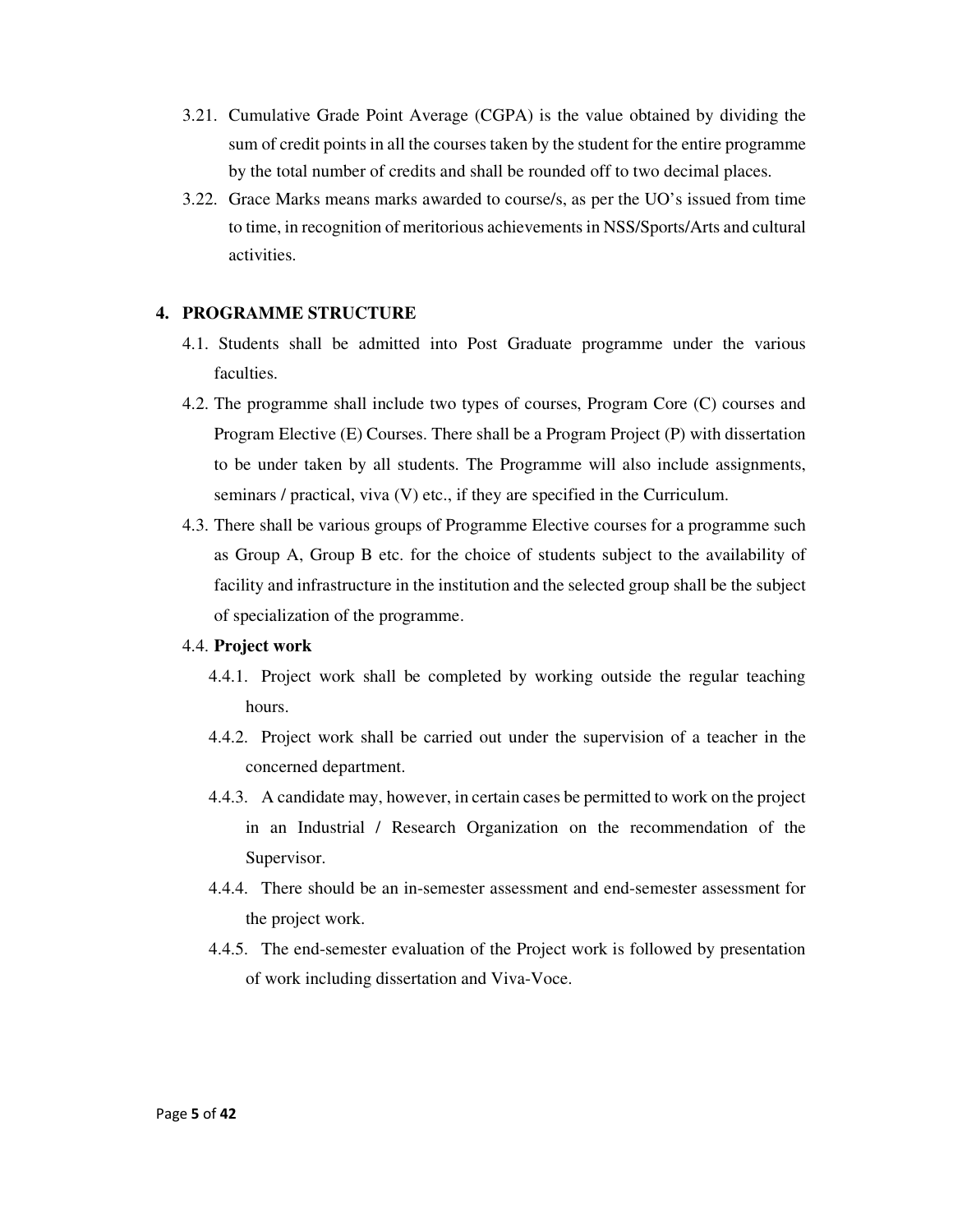3.21. Cumulative Grade Point Average (CGPA) is the value obtained by dividing the sum of credit points in all the courses taken by the student for the entire programme by the total number of credits and shall be rounded off to two decimal places.

3.22. Grace Marks means marks awarded to course/s, as per the UO's issued from time to time, in recognition of meritorious achievements in NSS/Sports/Arts and cultural activities.

## 4. PROGRAMME STRUCTURE

4.1. Students shall be admitted into Post Graduate programme under the various faculties.

4.2. The programme shall include two types of courses, Program Core (C) courses and Program Elective (E) Courses. There shall be a Program Project (P) with dissertation to be under taken by all students. The Programme will also include assignments, seminars / practical, viva (V) etc., if they are specified in the Curriculum.

4.3. There shall be various groups of Programme Elective courses for a programme such as Group A, Group B etc. for the choice of students subject to the availability of facility and infrastructure in the institution and the selected group shall be the subject of specialization of the programme.

4.4. **Project work**

4.4.1. Project work shall be completed by working outside the regular teaching hours.

4.4.2. Project work shall be carried out under the supervision of a teacher in the concerned department.

4.4.3. A candidate may, however, in certain cases be permitted to work on the project in an Industrial / Research Organization on the recommendation of the Supervisor.

4.4.4. There should be an in-semester assessment and end-semester assessment for the project work.

4.4.5. The end-semester evaluation of the Project work is followed by presentation of work including dissertation and Viva-Voce.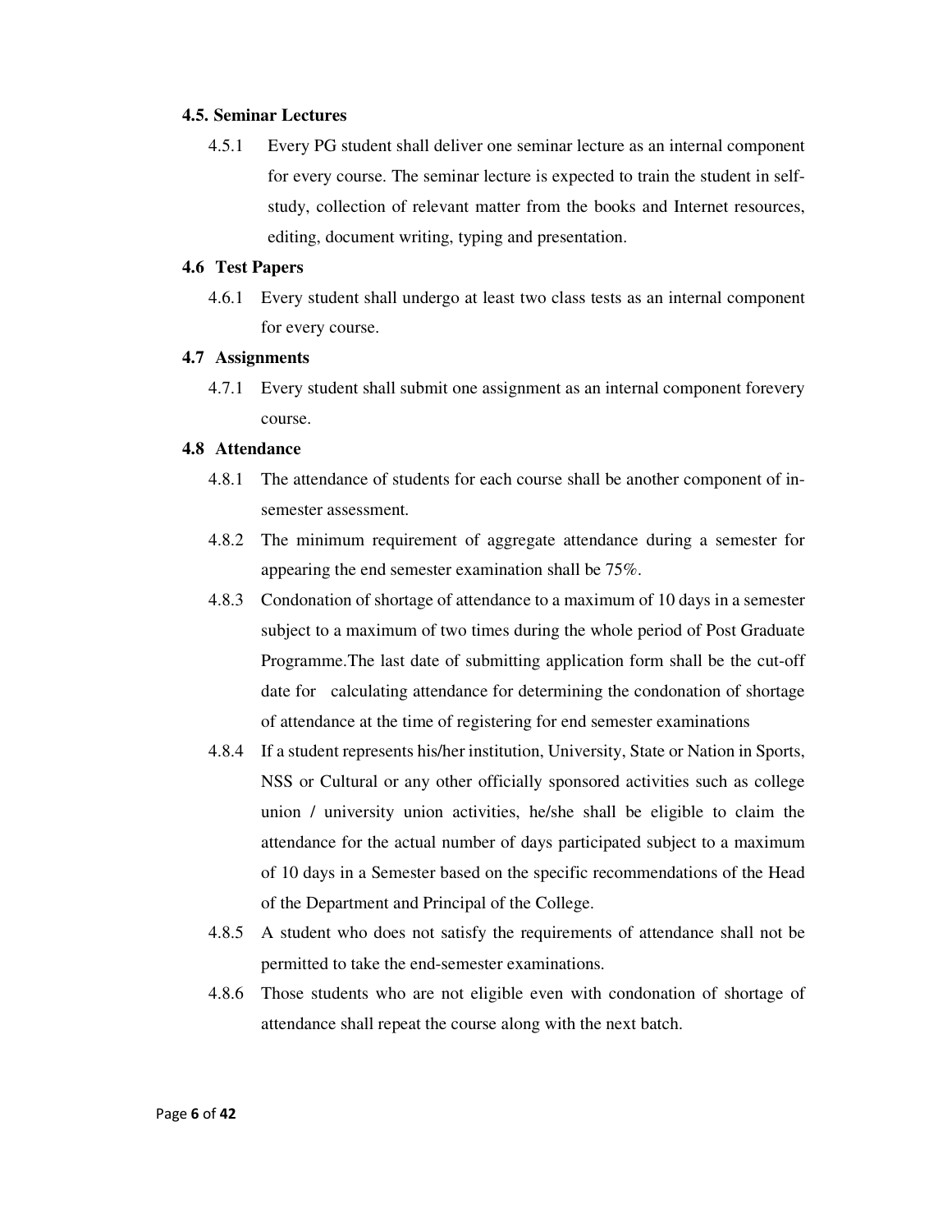### 4.5. Seminar Lectures

4.5.1 Every PG student shall deliver one seminar lecture as an internal component for every course. The seminar lecture is expected to train the student in self-study, collection of relevant matter from the books and Internet resources, editing, document writing, typing and presentation.

### 4.6 Test Papers

4.6.1 Every student shall undergo at least two class tests as an internal component for every course.

### 4.7 Assignments

4.7.1 Every student shall submit one assignment as an internal component forevery course.

### 4.8 Attendance

4.8.1 The attendance of students for each course shall be another component of in-semester assessment.

4.8.2 The minimum requirement of aggregate attendance during a semester for appearing the end semester examination shall be 75%.

4.8.3 Condonation of shortage of attendance to a maximum of 10 days in a semester subject to a maximum of two times during the whole period of Post Graduate Programme.The last date of submitting application form shall be the cut-off date for calculating attendance for determining the condonation of shortage of attendance at the time of registering for end semester examinations

4.8.4 If a student represents his/her institution, University, State or Nation in Sports, NSS or Cultural or any other officially sponsored activities such as college union / university union activities, he/she shall be eligible to claim the attendance for the actual number of days participated subject to a maximum of 10 days in a Semester based on the specific recommendations of the Head of the Department and Principal of the College.

4.8.5 A student who does not satisfy the requirements of attendance shall not be permitted to take the end-semester examinations.

4.8.6 Those students who are not eligible even with condonation of shortage of attendance shall repeat the course along with the next batch.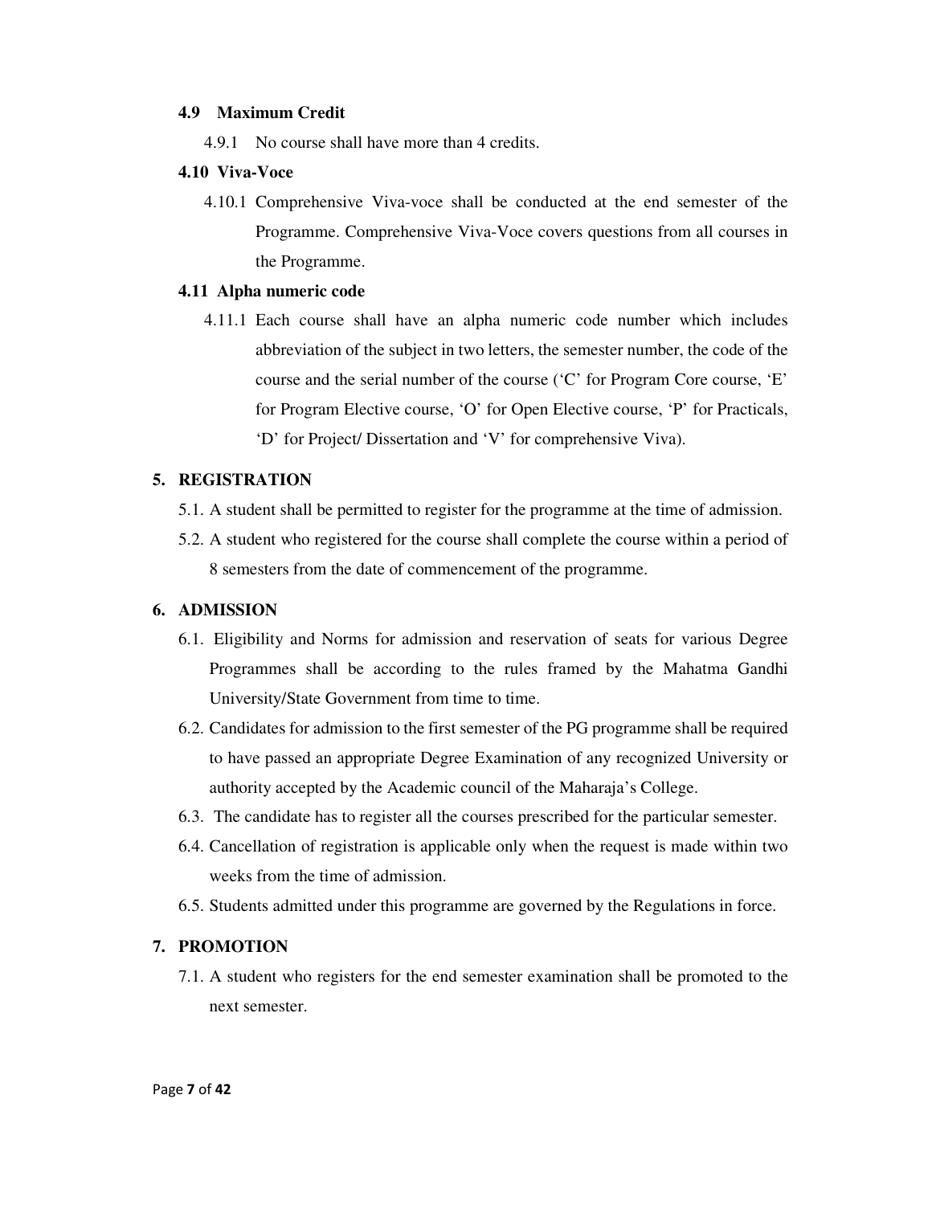#### 4.9 Maximum Credit

4.9.1 No course shall have more than 4 credits.

#### 4.10 Viva-Voce

4.10.1 Comprehensive Viva-voce shall be conducted at the end semester of the Programme. Comprehensive Viva-Voce covers questions from all courses in the Programme.

#### 4.11 Alpha numeric code

4.11.1 Each course shall have an alpha numeric code number which includes abbreviation of the subject in two letters, the semester number, the code of the course and the serial number of the course ('C' for Program Core course, 'E' for Program Elective course, 'O' for Open Elective course, 'P' for Practicals, 'D' for Project/ Dissertation and 'V' for comprehensive Viva).

## 5. REGISTRATION

5.1. A student shall be permitted to register for the programme at the time of admission.

5.2. A student who registered for the course shall complete the course within a period of 8 semesters from the date of commencement of the programme.

## 6. ADMISSION

6.1. Eligibility and Norms for admission and reservation of seats for various Degree Programmes shall be according to the rules framed by the Mahatma Gandhi University/State Government from time to time.

6.2. Candidates for admission to the first semester of the PG programme shall be required to have passed an appropriate Degree Examination of any recognized University or authority accepted by the Academic council of the Maharaja's College.

6.3. The candidate has to register all the courses prescribed for the particular semester.

6.4. Cancellation of registration is applicable only when the request is made within two weeks from the time of admission.

6.5. Students admitted under this programme are governed by the Regulations in force.

## 7. PROMOTION

7.1. A student who registers for the end semester examination shall be promoted to the next semester.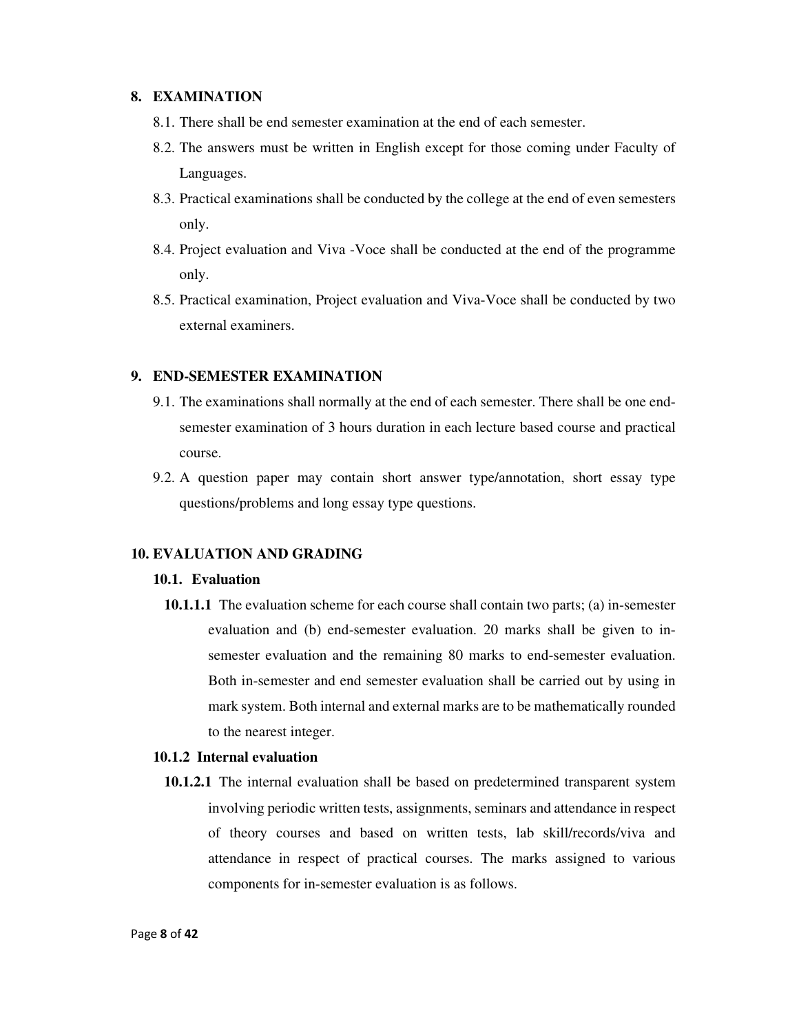## 8. EXAMINATION

8.1. There shall be end semester examination at the end of each semester.

8.2. The answers must be written in English except for those coming under Faculty of Languages.

8.3. Practical examinations shall be conducted by the college at the end of even semesters only.

8.4. Project evaluation and Viva -Voce shall be conducted at the end of the programme only.

8.5. Practical examination, Project evaluation and Viva-Voce shall be conducted by two external examiners.

## 9. END-SEMESTER EXAMINATION

9.1. The examinations shall normally at the end of each semester. There shall be one end-semester examination of 3 hours duration in each lecture based course and practical course.

9.2. A question paper may contain short answer type/annotation, short essay type questions/problems and long essay type questions.

## 10. EVALUATION AND GRADING

### 10.1. Evaluation

**10.1.1.1** The evaluation scheme for each course shall contain two parts; (a) in-semester evaluation and (b) end-semester evaluation. 20 marks shall be given to in-semester evaluation and the remaining 80 marks to end-semester evaluation. Both in-semester and end semester evaluation shall be carried out by using in mark system. Both internal and external marks are to be mathematically rounded to the nearest integer.

### 10.1.2 Internal evaluation

**10.1.2.1** The internal evaluation shall be based on predetermined transparent system involving periodic written tests, assignments, seminars and attendance in respect of theory courses and based on written tests, lab skill/records/viva and attendance in respect of practical courses. The marks assigned to various components for in-semester evaluation is as follows.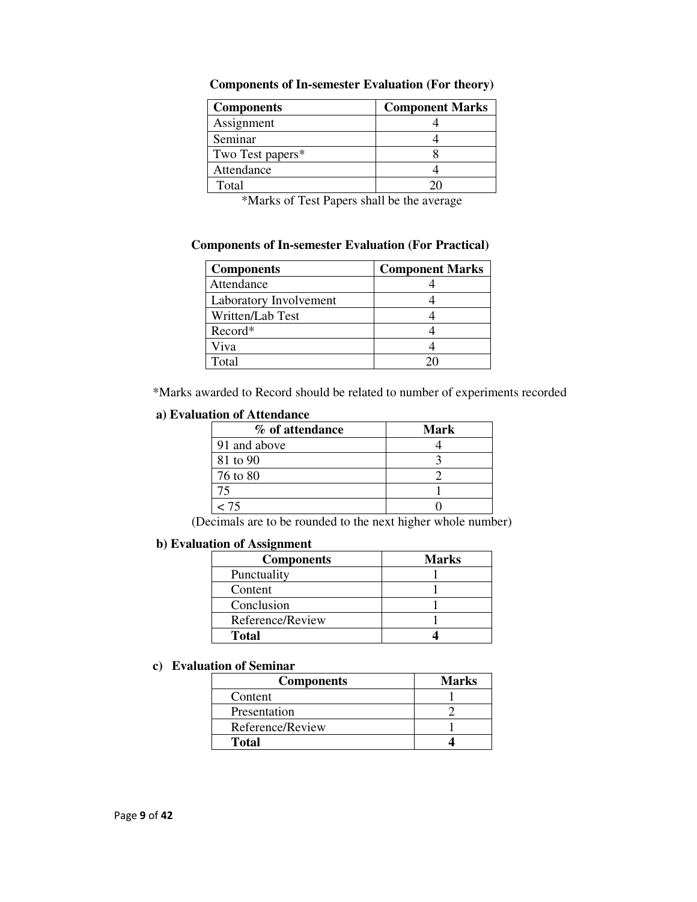**Components of In-semester Evaluation (For theory)**

| Components | Component Marks |
|---|---|
| Assignment | 4 |
| Seminar | 4 |
| Two Test papers* | 8 |
| Attendance | 4 |
| Total | 20 |

*Marks of Test Papers shall be the average

**Components of In-semester Evaluation (For Practical)**

| Components | Component Marks |
|---|---|
| Attendance | 4 |
| Laboratory Involvement | 4 |
| Written/Lab Test | 4 |
| Record* | 4 |
| Viva | 4 |
| Total | 20 |

*Marks awarded to Record should be related to number of experiments recorded

**a) Evaluation of Attendance**

| % of attendance | Mark |
|---|---|
| 91 and above | 4 |
| 81 to 90 | 3 |
| 76 to 80 | 2 |
| 75 | 1 |
| < 75 | 0 |

(Decimals are to be rounded to the next higher whole number)

**b) Evaluation of Assignment**

| Components | Marks |
|---|---|
| Punctuality | 1 |
| Content | 1 |
| Conclusion | 1 |
| Reference/Review | 1 |
| **Total** | **4** |

**c) Evaluation of Seminar**

| Components | Marks |
|---|---|
| Content | 1 |
| Presentation | 2 |
| Reference/Review | 1 |
| **Total** | **4** |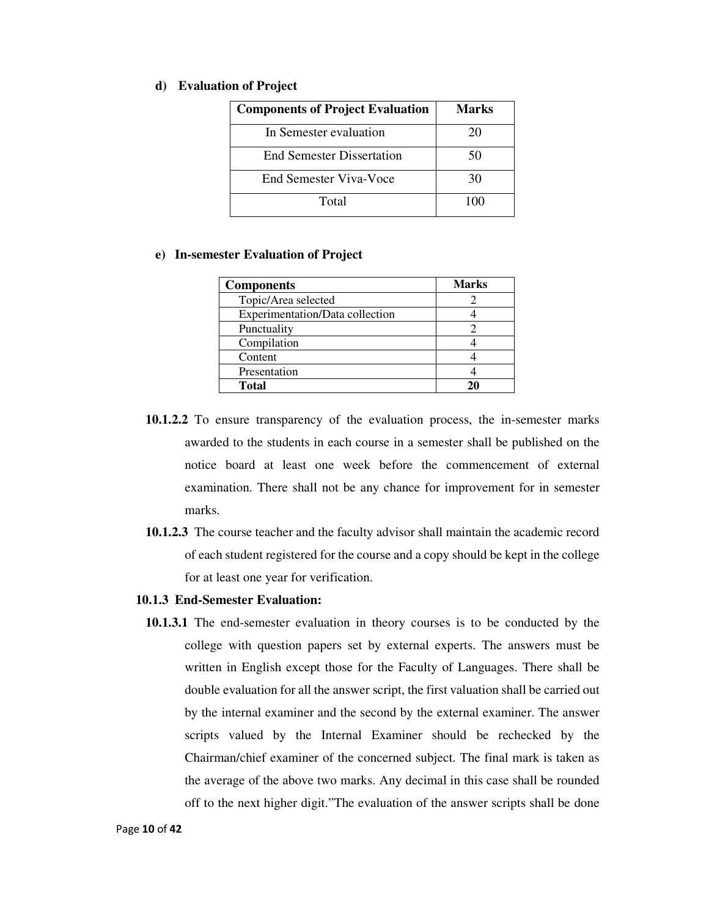**d) Evaluation of Project**

| Components of Project Evaluation | Marks |
|---|---|
| In Semester evaluation | 20 |
| End Semester Dissertation | 50 |
| End Semester Viva-Voce | 30 |
| Total | 100 |

**e) In-semester Evaluation of Project**

| Components | Marks |
|---|---|
| Topic/Area selected | 2 |
| Experimentation/Data collection | 4 |
| Punctuality | 2 |
| Compilation | 4 |
| Content | 4 |
| Presentation | 4 |
| **Total** | **20** |

**10.1.2.2** To ensure transparency of the evaluation process, the in-semester marks awarded to the students in each course in a semester shall be published on the notice board at least one week before the commencement of external examination. There shall not be any chance for improvement for in semester marks.

**10.1.2.3** The course teacher and the faculty advisor shall maintain the academic record of each student registered for the course and a copy should be kept in the college for at least one year for verification.

**10.1.3 End-Semester Evaluation:**

**10.1.3.1** The end-semester evaluation in theory courses is to be conducted by the college with question papers set by external experts. The answers must be written in English except those for the Faculty of Languages. There shall be double evaluation for all the answer script, the first valuation shall be carried out by the internal examiner and the second by the external examiner. The answer scripts valued by the Internal Examiner should be rechecked by the Chairman/chief examiner of the concerned subject. The final mark is taken as the average of the above two marks. Any decimal in this case shall be rounded off to the next higher digit."The evaluation of the answer scripts shall be done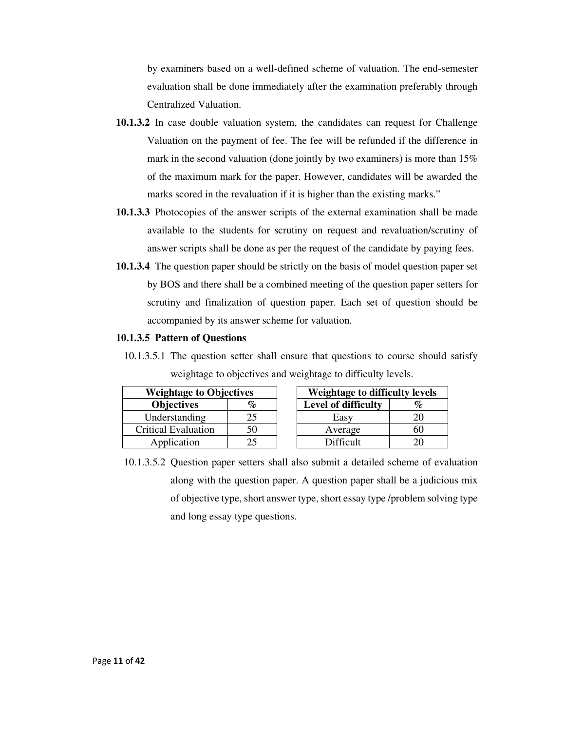by examiners based on a well-defined scheme of valuation. The end-semester evaluation shall be done immediately after the examination preferably through Centralized Valuation.

**10.1.3.2** In case double valuation system, the candidates can request for Challenge Valuation on the payment of fee. The fee will be refunded if the difference in mark in the second valuation (done jointly by two examiners) is more than 15% of the maximum mark for the paper. However, candidates will be awarded the marks scored in the revaluation if it is higher than the existing marks."

**10.1.3.3** Photocopies of the answer scripts of the external examination shall be made available to the students for scrutiny on request and revaluation/scrutiny of answer scripts shall be done as per the request of the candidate by paying fees.

**10.1.3.4** The question paper should be strictly on the basis of model question paper set by BOS and there shall be a combined meeting of the question paper setters for scrutiny and finalization of question paper. Each set of question should be accompanied by its answer scheme for valuation.

**10.1.3.5 Pattern of Questions**

10.1.3.5.1 The question setter shall ensure that questions to course should satisfy weightage to objectives and weightage to difficulty levels.

| **Weightage to Objectives** | |
|---|---|
| **Objectives** | **%** |
| Understanding | 25 |
| Critical Evaluation | 50 |
| Application | 25 |

| **Weightage to difficulty levels** | |
|---|---|
| **Level of difficulty** | **%** |
| Easy | 20 |
| Average | 60 |
| Difficult | 20 |

10.1.3.5.2 Question paper setters shall also submit a detailed scheme of evaluation along with the question paper. A question paper shall be a judicious mix of objective type, short answer type, short essay type /problem solving type and long essay type questions.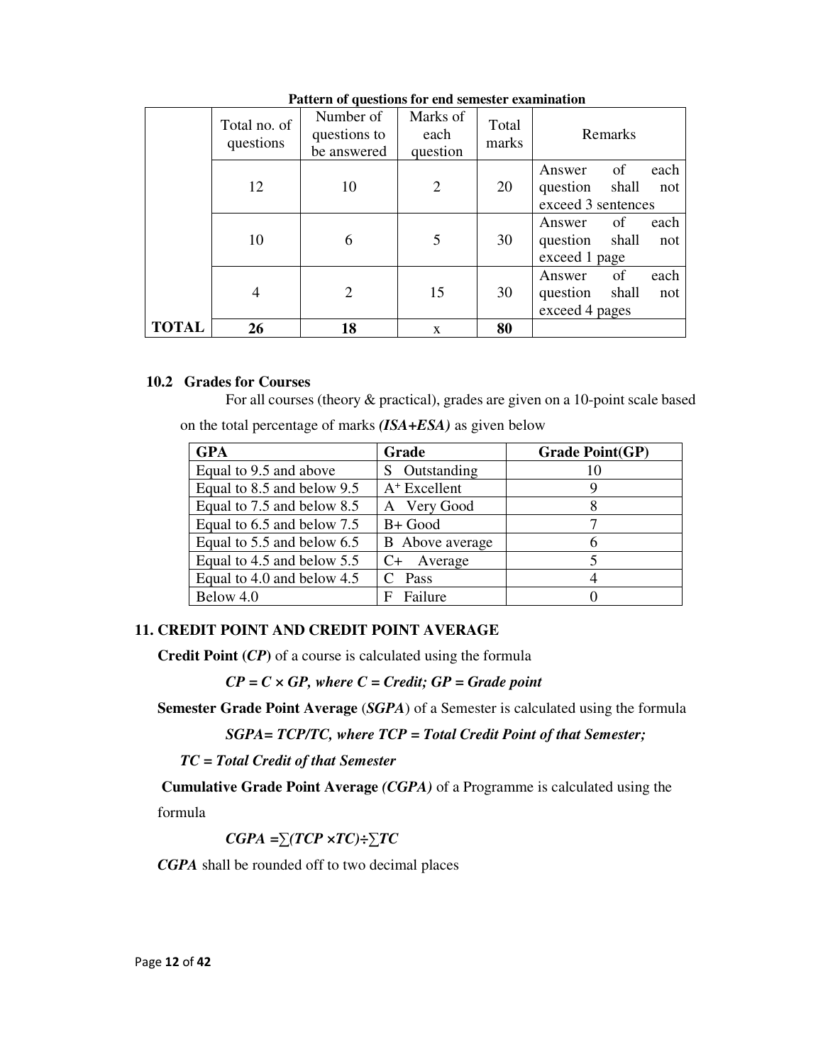**Pattern of questions for end semester examination**

| | Total no. of questions | Number of questions to be answered | Marks of each question | Total marks | Remarks |
|---|---|---|---|---|---|
| | 12 | 10 | 2 | 20 | Answer of each question shall not exceed 3 sentences |
| | 10 | 6 | 5 | 30 | Answer of each question shall not exceed 1 page |
| | 4 | 2 | 15 | 30 | Answer of each question shall not exceed 4 pages |
| **TOTAL** | **26** | **18** | x | **80** | |

### 10.2 Grades for Courses

For all courses (theory & practical), grades are given on a 10-point scale based on the total percentage of marks ***(ISA+ESA)*** as given below

| GPA | Grade | Grade Point(GP) |
|---|---|---|
| Equal to 9.5 and above | S Outstanding | 10 |
| Equal to 8.5 and below 9.5 | $A^+$ Excellent | 9 |
| Equal to 7.5 and below 8.5 | A Very Good | 8 |
| Equal to 6.5 and below 7.5 | B+ Good | 7 |
| Equal to 5.5 and below 6.5 | B Above average | 6 |
| Equal to 4.5 and below 5.5 | C+ Average | 5 |
| Equal to 4.0 and below 4.5 | C Pass | 4 |
| Below 4.0 | F Failure | 0 |

## 11. CREDIT POINT AND CREDIT POINT AVERAGE

**Credit Point (*CP*)** of a course is calculated using the formula

***CP = C × GP, where C = Credit; GP = Grade point***

**Semester Grade Point Average (*SGPA*)** of a Semester is calculated using the formula

***SGPA= TCP/TC, where TCP = Total Credit Point of that Semester;***

***TC = Total Credit of that Semester***

**Cumulative Grade Point Average *(CGPA)*** of a Programme is calculated using the formula

***CGPA =∑(TCP ×TC)÷∑TC***

***CGPA*** shall be rounded off to two decimal places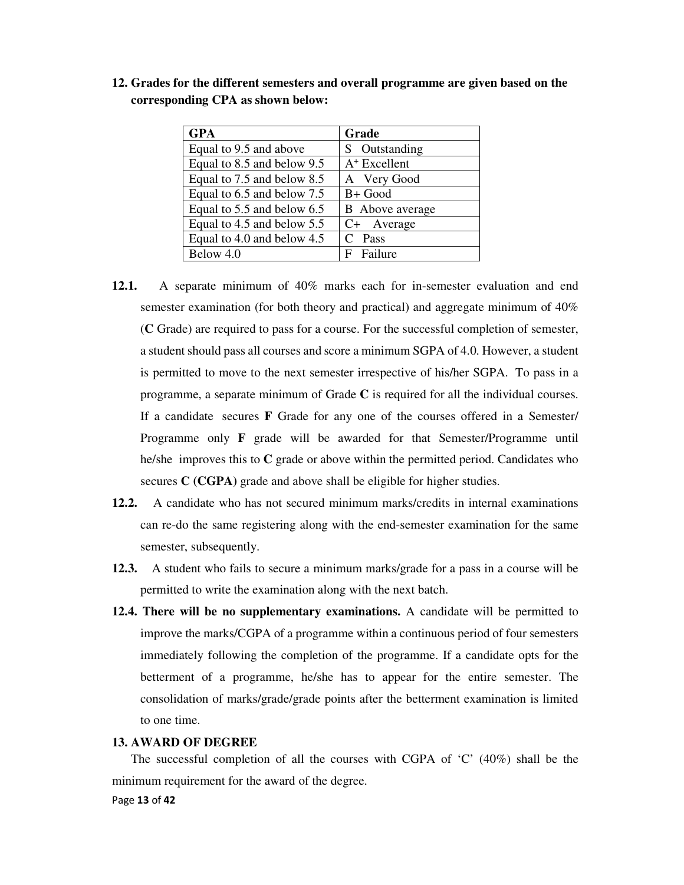**12. Grades for the different semesters and overall programme are given based on the corresponding CPA as shown below:**

| GPA | Grade |
|---|---|
| Equal to 9.5 and above | S Outstanding |
| Equal to 8.5 and below 9.5 | $A^{+}$ Excellent |
| Equal to 7.5 and below 8.5 | A Very Good |
| Equal to 6.5 and below 7.5 | B+ Good |
| Equal to 5.5 and below 6.5 | B Above average |
| Equal to 4.5 and below 5.5 | C+ Average |
| Equal to 4.0 and below 4.5 | C Pass |
| Below 4.0 | F Failure |

**12.1.** A separate minimum of 40% marks each for in-semester evaluation and end semester examination (for both theory and practical) and aggregate minimum of 40% (**C** Grade) are required to pass for a course. For the successful completion of semester, a student should pass all courses and score a minimum SGPA of 4.0. However, a student is permitted to move to the next semester irrespective of his/her SGPA. To pass in a programme, a separate minimum of Grade **C** is required for all the individual courses. If a candidate secures **F** Grade for any one of the courses offered in a Semester/ Programme only **F** grade will be awarded for that Semester/Programme until he/she improves this to **C** grade or above within the permitted period. Candidates who secures **C (CGPA)** grade and above shall be eligible for higher studies.

**12.2.** A candidate who has not secured minimum marks/credits in internal examinations can re-do the same registering along with the end-semester examination for the same semester, subsequently.

**12.3.** A student who fails to secure a minimum marks/grade for a pass in a course will be permitted to write the examination along with the next batch.

**12.4. There will be no supplementary examinations.** A candidate will be permitted to improve the marks/CGPA of a programme within a continuous period of four semesters immediately following the completion of the programme. If a candidate opts for the betterment of a programme, he/she has to appear for the entire semester. The consolidation of marks/grade/grade points after the betterment examination is limited to one time.

**13. AWARD OF DEGREE**

The successful completion of all the courses with CGPA of 'C' (40%) shall be the minimum requirement for the award of the degree.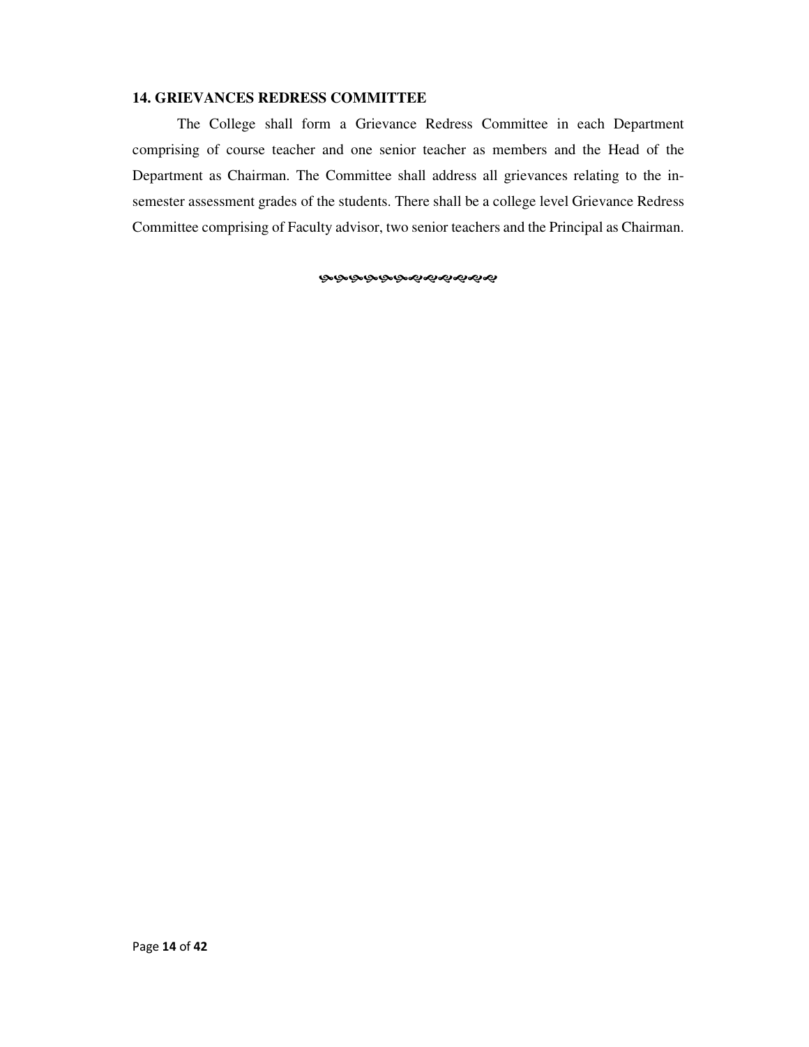## 14. GRIEVANCES REDRESS COMMITTEE

The College shall form a Grievance Redress Committee in each Department comprising of course teacher and one senior teacher as members and the Head of the Department as Chairman. The Committee shall address all grievances relating to the in-semester assessment grades of the students. There shall be a college level Grievance Redress Committee comprising of Faculty advisor, two senior teachers and the Principal as Chairman.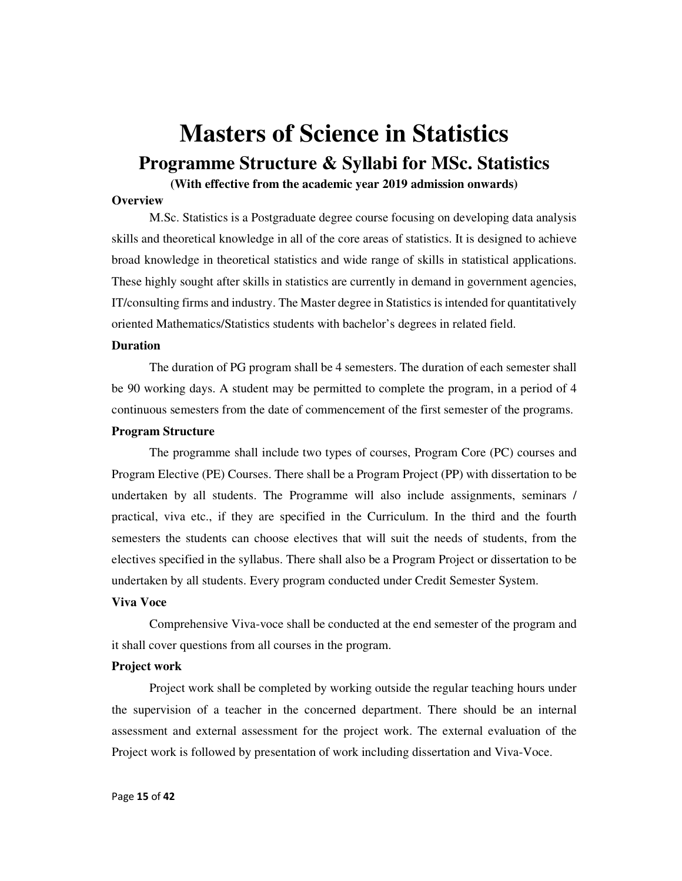# Masters of Science in Statistics

## Programme Structure & Syllabi for MSc. Statistics

**(With effective from the academic year 2019 admission onwards)**

**Overview**

M.Sc. Statistics is a Postgraduate degree course focusing on developing data analysis skills and theoretical knowledge in all of the core areas of statistics. It is designed to achieve broad knowledge in theoretical statistics and wide range of skills in statistical applications. These highly sought after skills in statistics are currently in demand in government agencies, IT/consulting firms and industry. The Master degree in Statistics is intended for quantitatively oriented Mathematics/Statistics students with bachelor's degrees in related field.

**Duration**

The duration of PG program shall be 4 semesters. The duration of each semester shall be 90 working days. A student may be permitted to complete the program, in a period of 4 continuous semesters from the date of commencement of the first semester of the programs.

**Program Structure**

The programme shall include two types of courses, Program Core (PC) courses and Program Elective (PE) Courses. There shall be a Program Project (PP) with dissertation to be undertaken by all students. The Programme will also include assignments, seminars / practical, viva etc., if they are specified in the Curriculum. In the third and the fourth semesters the students can choose electives that will suit the needs of students, from the electives specified in the syllabus. There shall also be a Program Project or dissertation to be undertaken by all students. Every program conducted under Credit Semester System.

**Viva Voce**

Comprehensive Viva-voce shall be conducted at the end semester of the program and it shall cover questions from all courses in the program.

**Project work**

Project work shall be completed by working outside the regular teaching hours under the supervision of a teacher in the concerned department. There should be an internal assessment and external assessment for the project work. The external evaluation of the Project work is followed by presentation of work including dissertation and Viva-Voce.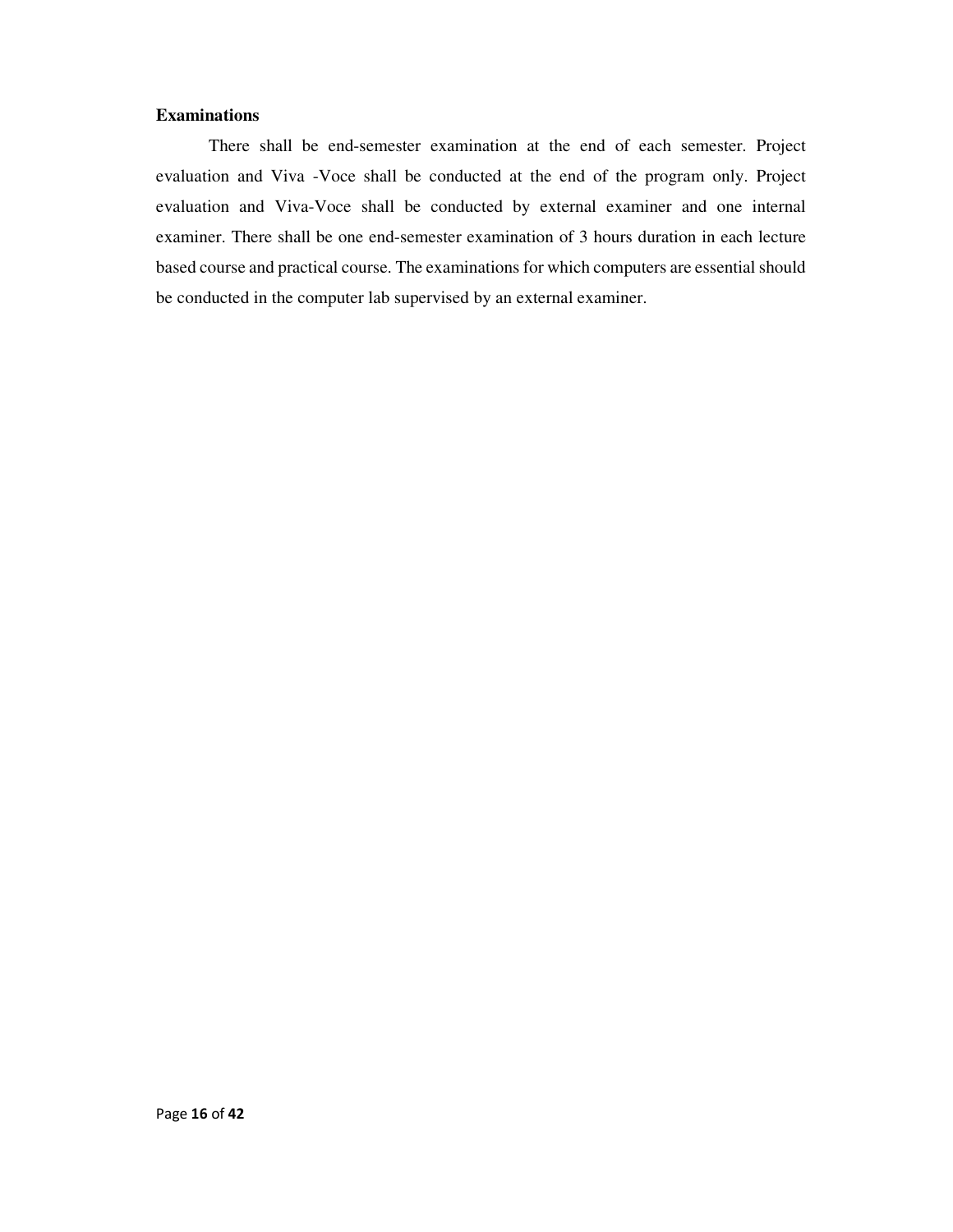**Examinations**

There shall be end-semester examination at the end of each semester. Project evaluation and Viva -Voce shall be conducted at the end of the program only. Project evaluation and Viva-Voce shall be conducted by external examiner and one internal examiner. There shall be one end-semester examination of 3 hours duration in each lecture based course and practical course. The examinations for which computers are essential should be conducted in the computer lab supervised by an external examiner.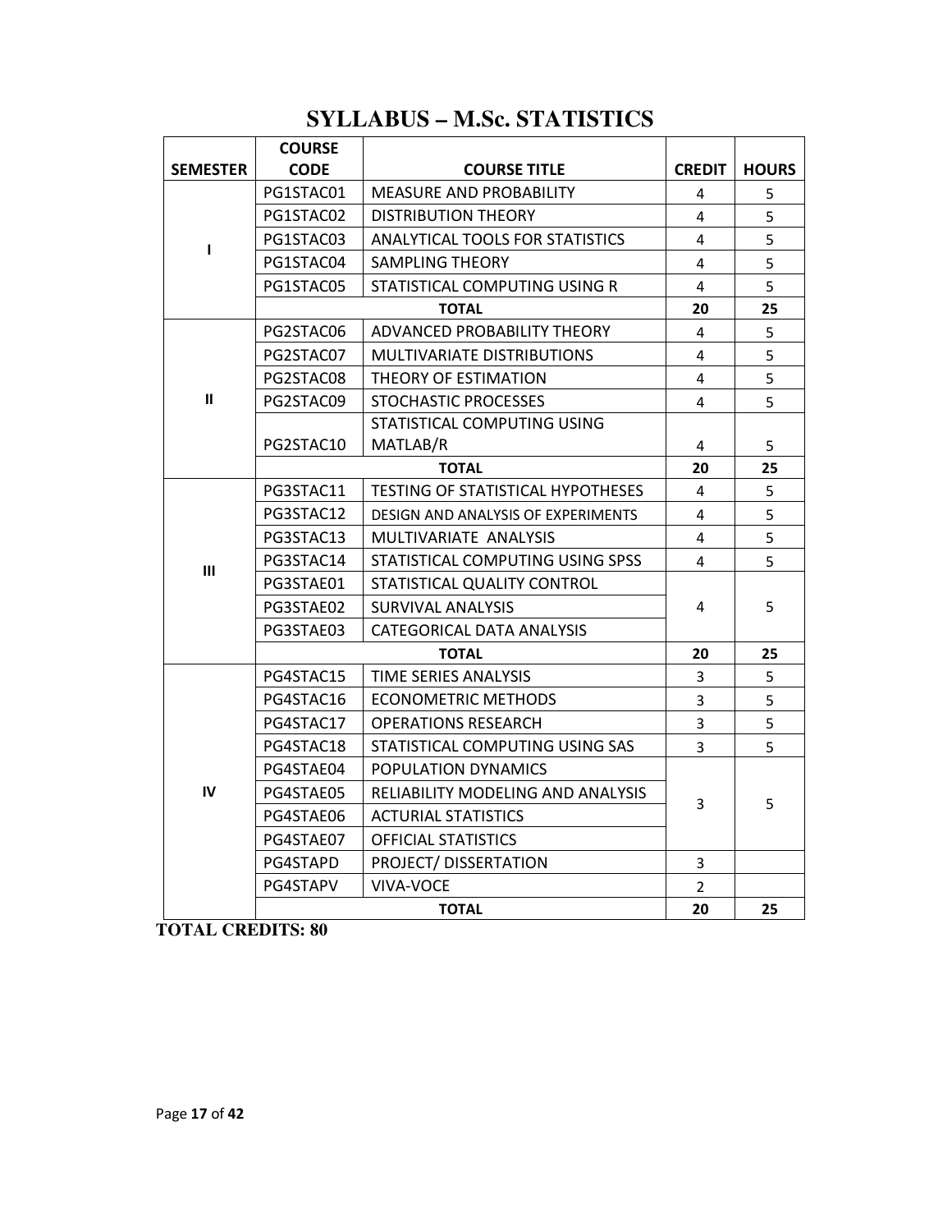# SYLLABUS – M.Sc. STATISTICS

| SEMESTER | COURSE CODE | COURSE TITLE | CREDIT | HOURS |
|---|---|---|---|---|
| I | PG1STAC01 | MEASURE AND PROBABILITY | 4 | 5 |
| | PG1STAC02 | DISTRIBUTION THEORY | 4 | 5 |
| | PG1STAC03 | ANALYTICAL TOOLS FOR STATISTICS | 4 | 5 |
| | PG1STAC04 | SAMPLING THEORY | 4 | 5 |
| | PG1STAC05 | STATISTICAL COMPUTING USING R | 4 | 5 |
| | | **TOTAL** | **20** | **25** |
| II | PG2STAC06 | ADVANCED PROBABILITY THEORY | 4 | 5 |
| | PG2STAC07 | MULTIVARIATE DISTRIBUTIONS | 4 | 5 |
| | PG2STAC08 | THEORY OF ESTIMATION | 4 | 5 |
| | PG2STAC09 | STOCHASTIC PROCESSES | 4 | 5 |
| | PG2STAC10 | STATISTICAL COMPUTING USING MATLAB/R | 4 | 5 |
| | | **TOTAL** | **20** | **25** |
| III | PG3STAC11 | TESTING OF STATISTICAL HYPOTHESES | 4 | 5 |
| | PG3STAC12 | DESIGN AND ANALYSIS OF EXPERIMENTS | 4 | 5 |
| | PG3STAC13 | MULTIVARIATE ANALYSIS | 4 | 5 |
| | PG3STAC14 | STATISTICAL COMPUTING USING SPSS | 4 | 5 |
| | PG3STAE01 | STATISTICAL QUALITY CONTROL | 4 | 5 |
| | PG3STAE02 | SURVIVAL ANALYSIS | | |
| | PG3STAE03 | CATEGORICAL DATA ANALYSIS | | |
| | | **TOTAL** | **20** | **25** |
| IV | PG4STAC15 | TIME SERIES ANALYSIS | 3 | 5 |
| | PG4STAC16 | ECONOMETRIC METHODS | 3 | 5 |
| | PG4STAC17 | OPERATIONS RESEARCH | 3 | 5 |
| | PG4STAC18 | STATISTICAL COMPUTING USING SAS | 3 | 5 |
| | PG4STAE04 | POPULATION DYNAMICS | 3 | 5 |
| | PG4STAE05 | RELIABILITY MODELING AND ANALYSIS | | |
| | PG4STAE06 | ACTURIAL STATISTICS | | |
| | PG4STAE07 | OFFICIAL STATISTICS | | |
| | PG4STAPD | PROJECT/ DISSERTATION | 3 | |
| | PG4STAPV | VIVA-VOCE | 2 | |
| | | **TOTAL** | **20** | **25** |

**TOTAL CREDITS: 80**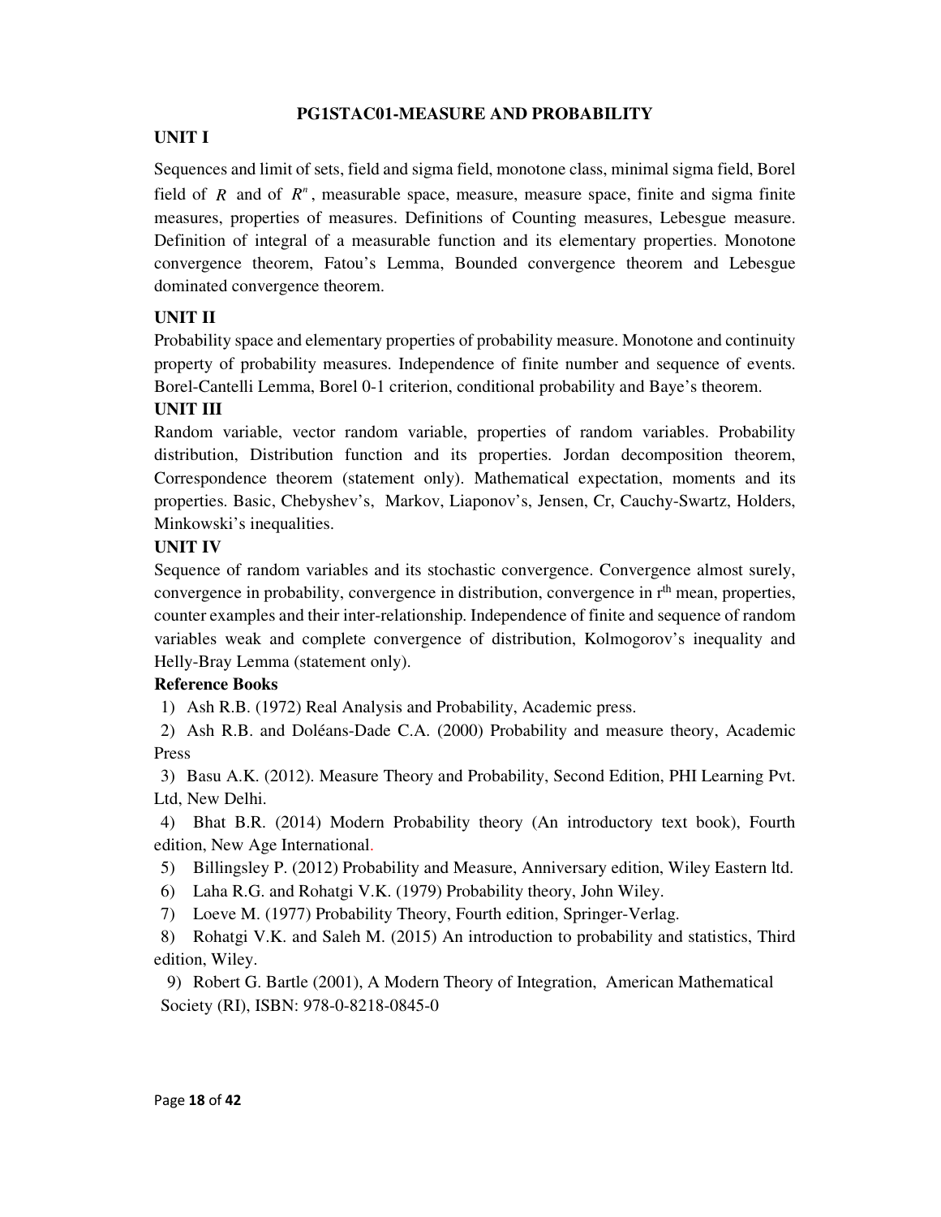## PG1STAC01-MEASURE AND PROBABILITY

### UNIT I

Sequences and limit of sets, field and sigma field, monotone class, minimal sigma field, Borel field of $R$ and of $R^n$, measurable space, measure, measure space, finite and sigma finite measures, properties of measures. Definitions of Counting measures, Lebesgue measure. Definition of integral of a measurable function and its elementary properties. Monotone convergence theorem, Fatou's Lemma, Bounded convergence theorem and Lebesgue dominated convergence theorem.

### UNIT II

Probability space and elementary properties of probability measure. Monotone and continuity property of probability measures. Independence of finite number and sequence of events. Borel-Cantelli Lemma, Borel 0-1 criterion, conditional probability and Baye's theorem.

### UNIT III

Random variable, vector random variable, properties of random variables. Probability distribution, Distribution function and its properties. Jordan decomposition theorem, Correspondence theorem (statement only). Mathematical expectation, moments and its properties. Basic, Chebyshev's, Markov, Liaponov's, Jensen, Cr, Cauchy-Swartz, Holders, Minkowski's inequalities.

### UNIT IV

Sequence of random variables and its stochastic convergence. Convergence almost surely, convergence in probability, convergence in distribution, convergence in $r^{th}$ mean, properties, counter examples and their inter-relationship. Independence of finite and sequence of random variables weak and complete convergence of distribution, Kolmogorov's inequality and Helly-Bray Lemma (statement only).

### Reference Books

1) Ash R.B. (1972) Real Analysis and Probability, Academic press.
2) Ash R.B. and Doléans-Dade C.A. (2000) Probability and measure theory, Academic Press
3) Basu A.K. (2012). Measure Theory and Probability, Second Edition, PHI Learning Pvt. Ltd, New Delhi.
4) Bhat B.R. (2014) Modern Probability theory (An introductory text book), Fourth edition, New Age International.
5) Billingsley P. (2012) Probability and Measure, Anniversary edition, Wiley Eastern ltd.
6) Laha R.G. and Rohatgi V.K. (1979) Probability theory, John Wiley.
7) Loeve M. (1977) Probability Theory, Fourth edition, Springer-Verlag.
8) Rohatgi V.K. and Saleh M. (2015) An introduction to probability and statistics, Third edition, Wiley.
9) Robert G. Bartle (2001), A Modern Theory of Integration, American Mathematical Society (RI), ISBN: 978-0-8218-0845-0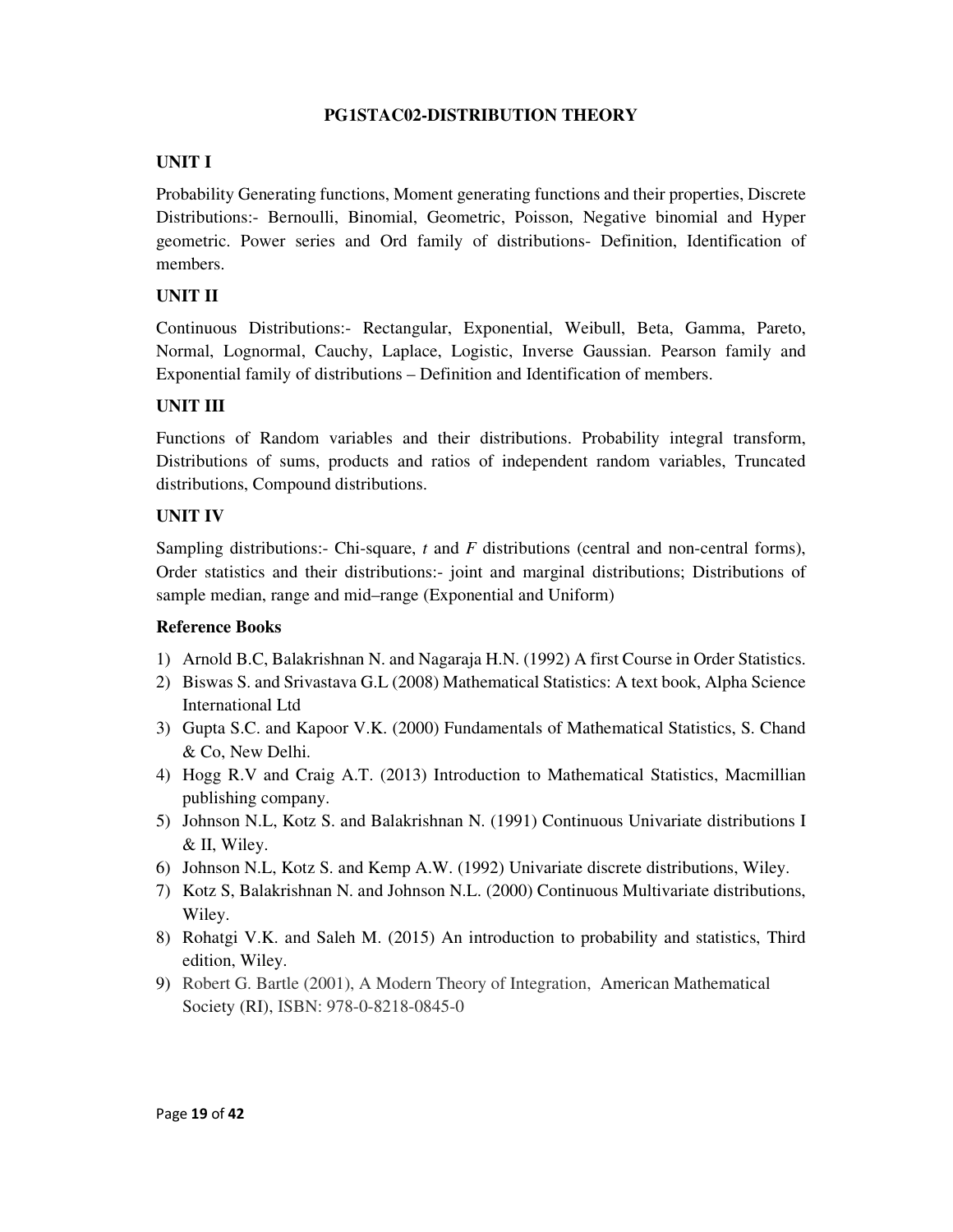## PG1STAC02-DISTRIBUTION THEORY

### UNIT I

Probability Generating functions, Moment generating functions and their properties, Discrete Distributions:- Bernoulli, Binomial, Geometric, Poisson, Negative binomial and Hyper geometric. Power series and Ord family of distributions- Definition, Identification of members.

### UNIT II

Continuous Distributions:- Rectangular, Exponential, Weibull, Beta, Gamma, Pareto, Normal, Lognormal, Cauchy, Laplace, Logistic, Inverse Gaussian. Pearson family and Exponential family of distributions – Definition and Identification of members.

### UNIT III

Functions of Random variables and their distributions. Probability integral transform, Distributions of sums, products and ratios of independent random variables, Truncated distributions, Compound distributions.

### UNIT IV

Sampling distributions:- Chi-square, *t* and *F* distributions (central and non-central forms), Order statistics and their distributions:- joint and marginal distributions; Distributions of sample median, range and mid–range (Exponential and Uniform)

### Reference Books

1) Arnold B.C, Balakrishnan N. and Nagaraja H.N. (1992) A first Course in Order Statistics.
2) Biswas S. and Srivastava G.L (2008) Mathematical Statistics: A text book, Alpha Science International Ltd
3) Gupta S.C. and Kapoor V.K. (2000) Fundamentals of Mathematical Statistics, S. Chand & Co, New Delhi.
4) Hogg R.V and Craig A.T. (2013) Introduction to Mathematical Statistics, Macmillian publishing company.
5) Johnson N.L, Kotz S. and Balakrishnan N. (1991) Continuous Univariate distributions I & II, Wiley.
6) Johnson N.L, Kotz S. and Kemp A.W. (1992) Univariate discrete distributions, Wiley.
7) Kotz S, Balakrishnan N. and Johnson N.L. (2000) Continuous Multivariate distributions, Wiley.
8) Rohatgi V.K. and Saleh M. (2015) An introduction to probability and statistics, Third edition, Wiley.
9) Robert G. Bartle (2001), A Modern Theory of Integration, American Mathematical Society (RI), ISBN: 978-0-8218-0845-0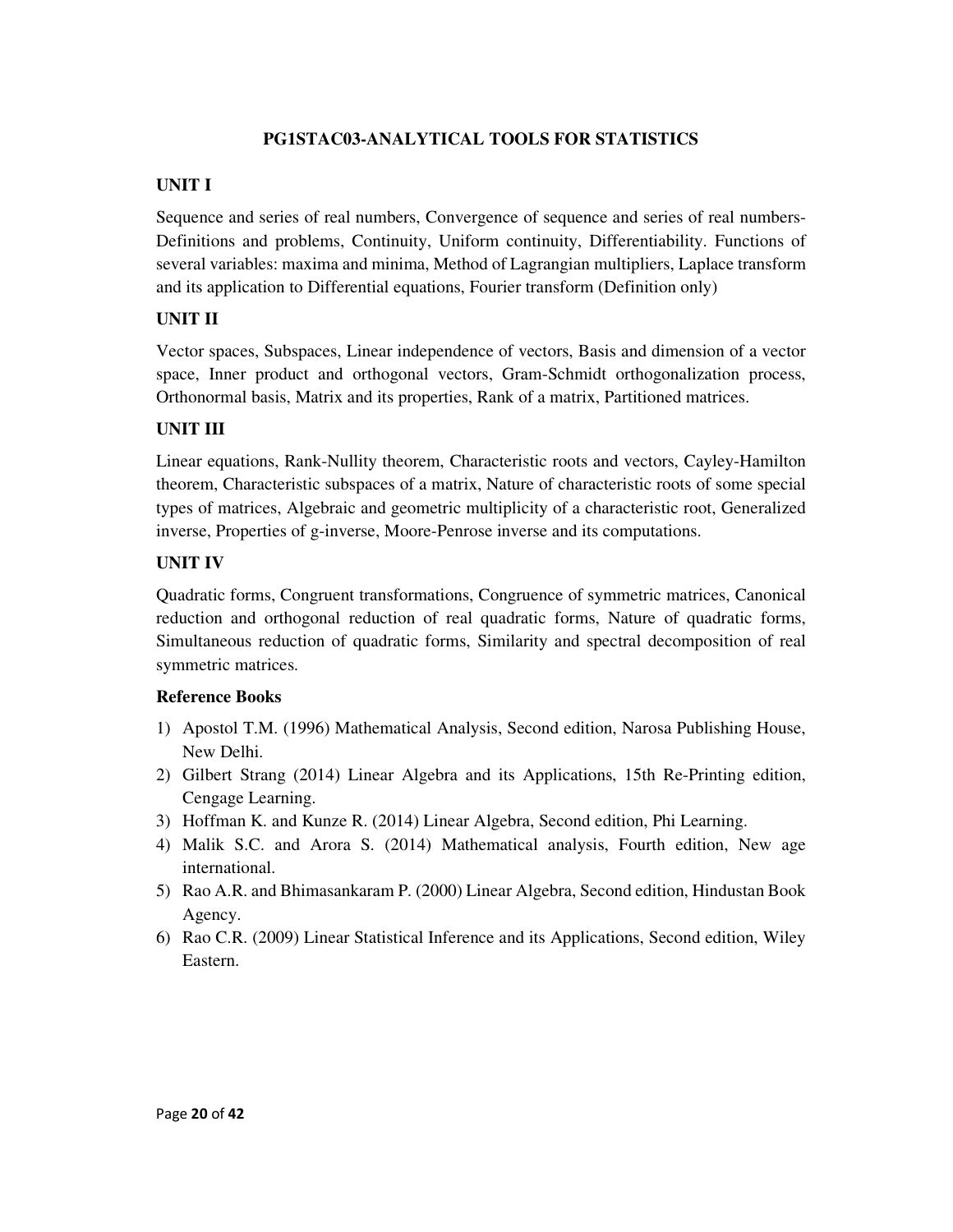# PG1STAC03-ANALYTICAL TOOLS FOR STATISTICS

## UNIT I

Sequence and series of real numbers, Convergence of sequence and series of real numbers- Definitions and problems, Continuity, Uniform continuity, Differentiability. Functions of several variables: maxima and minima, Method of Lagrangian multipliers, Laplace transform and its application to Differential equations, Fourier transform (Definition only)

## UNIT II

Vector spaces, Subspaces, Linear independence of vectors, Basis and dimension of a vector space, Inner product and orthogonal vectors, Gram-Schmidt orthogonalization process, Orthonormal basis, Matrix and its properties, Rank of a matrix, Partitioned matrices.

## UNIT III

Linear equations, Rank-Nullity theorem, Characteristic roots and vectors, Cayley-Hamilton theorem, Characteristic subspaces of a matrix, Nature of characteristic roots of some special types of matrices, Algebraic and geometric multiplicity of a characteristic root, Generalized inverse, Properties of g-inverse, Moore-Penrose inverse and its computations.

## UNIT IV

Quadratic forms, Congruent transformations, Congruence of symmetric matrices, Canonical reduction and orthogonal reduction of real quadratic forms, Nature of quadratic forms, Simultaneous reduction of quadratic forms, Similarity and spectral decomposition of real symmetric matrices.

## Reference Books

1) Apostol T.M. (1996) Mathematical Analysis, Second edition, Narosa Publishing House, New Delhi.
2) Gilbert Strang (2014) Linear Algebra and its Applications, 15th Re-Printing edition, Cengage Learning.
3) Hoffman K. and Kunze R. (2014) Linear Algebra, Second edition, Phi Learning.
4) Malik S.C. and Arora S. (2014) Mathematical analysis, Fourth edition, New age international.
5) Rao A.R. and Bhimasankaram P. (2000) Linear Algebra, Second edition, Hindustan Book Agency.
6) Rao C.R. (2009) Linear Statistical Inference and its Applications, Second edition, Wiley Eastern.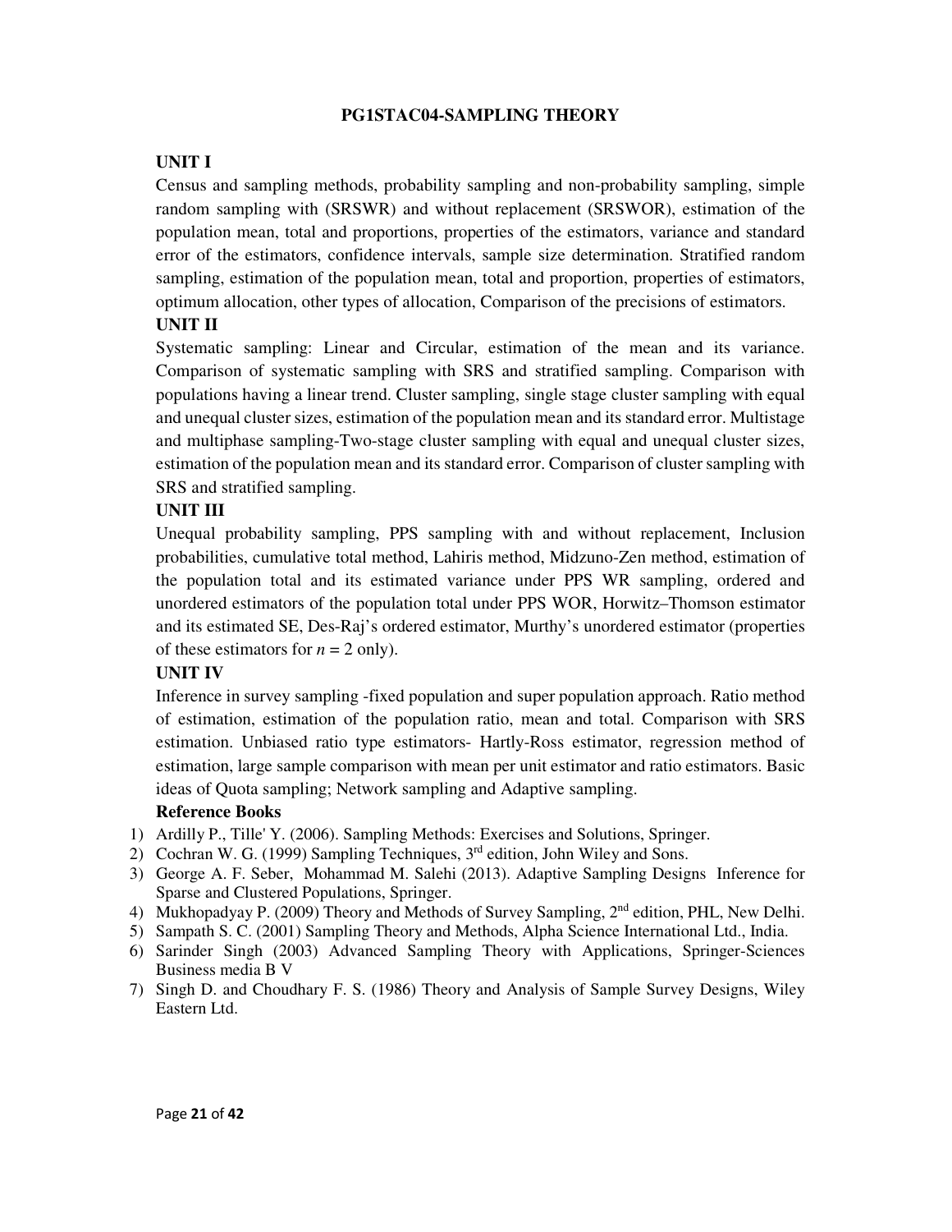## PG1STAC04-SAMPLING THEORY

### UNIT I

Census and sampling methods, probability sampling and non-probability sampling, simple random sampling with (SRSWR) and without replacement (SRSWOR), estimation of the population mean, total and proportions, properties of the estimators, variance and standard error of the estimators, confidence intervals, sample size determination. Stratified random sampling, estimation of the population mean, total and proportion, properties of estimators, optimum allocation, other types of allocation, Comparison of the precisions of estimators.

### UNIT II

Systematic sampling: Linear and Circular, estimation of the mean and its variance. Comparison of systematic sampling with SRS and stratified sampling. Comparison with populations having a linear trend. Cluster sampling, single stage cluster sampling with equal and unequal cluster sizes, estimation of the population mean and its standard error. Multistage and multiphase sampling-Two-stage cluster sampling with equal and unequal cluster sizes, estimation of the population mean and its standard error. Comparison of cluster sampling with SRS and stratified sampling.

### UNIT III

Unequal probability sampling, PPS sampling with and without replacement, Inclusion probabilities, cumulative total method, Lahiris method, Midzuno-Zen method, estimation of the population total and its estimated variance under PPS WR sampling, ordered and unordered estimators of the population total under PPS WOR, Horwitz–Thomson estimator and its estimated SE, Des-Raj's ordered estimator, Murthy's unordered estimator (properties of these estimators for $n = 2$ only).

### UNIT IV

Inference in survey sampling -fixed population and super population approach. Ratio method of estimation, estimation of the population ratio, mean and total. Comparison with SRS estimation. Unbiased ratio type estimators- Hartly-Ross estimator, regression method of estimation, large sample comparison with mean per unit estimator and ratio estimators. Basic ideas of Quota sampling; Network sampling and Adaptive sampling.

**Reference Books**

1) Ardilly P., Tille' Y. (2006). Sampling Methods: Exercises and Solutions, Springer.
2) Cochran W. G. (1999) Sampling Techniques, 3rd edition, John Wiley and Sons.
3) George A. F. Seber, Mohammad M. Salehi (2013). Adaptive Sampling Designs Inference for Sparse and Clustered Populations, Springer.
4) Mukhopadyay P. (2009) Theory and Methods of Survey Sampling, 2nd edition, PHL, New Delhi.
5) Sampath S. C. (2001) Sampling Theory and Methods, Alpha Science International Ltd., India.
6) Sarinder Singh (2003) Advanced Sampling Theory with Applications, Springer-Sciences Business media B V
7) Singh D. and Choudhary F. S. (1986) Theory and Analysis of Sample Survey Designs, Wiley Eastern Ltd.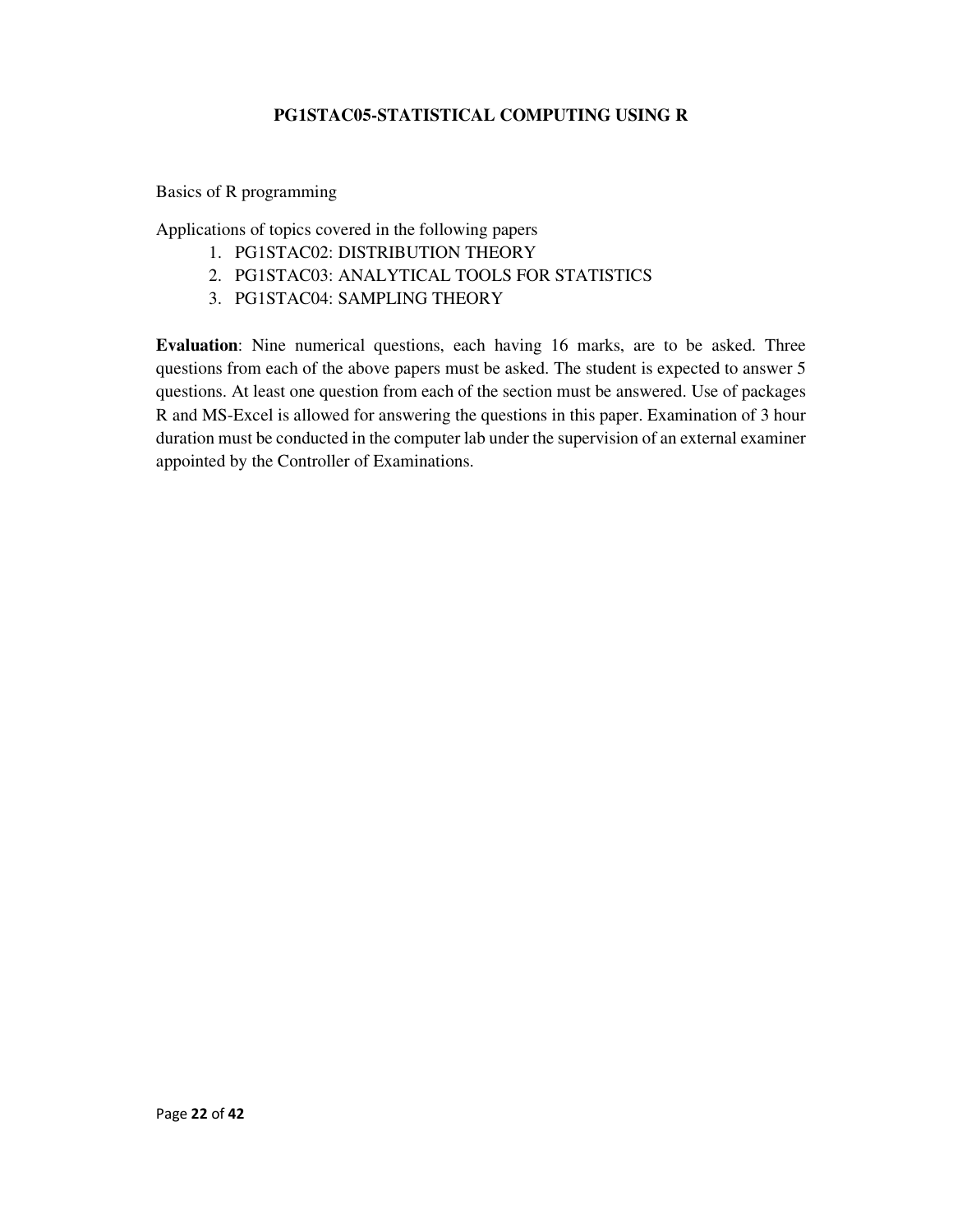## PG1STAC05-STATISTICAL COMPUTING USING R

Basics of R programming

Applications of topics covered in the following papers

1. PG1STAC02: DISTRIBUTION THEORY
2. PG1STAC03: ANALYTICAL TOOLS FOR STATISTICS
3. PG1STAC04: SAMPLING THEORY

**Evaluation**: Nine numerical questions, each having 16 marks, are to be asked. Three questions from each of the above papers must be asked. The student is expected to answer 5 questions. At least one question from each of the section must be answered. Use of packages R and MS-Excel is allowed for answering the questions in this paper. Examination of 3 hour duration must be conducted in the computer lab under the supervision of an external examiner appointed by the Controller of Examinations.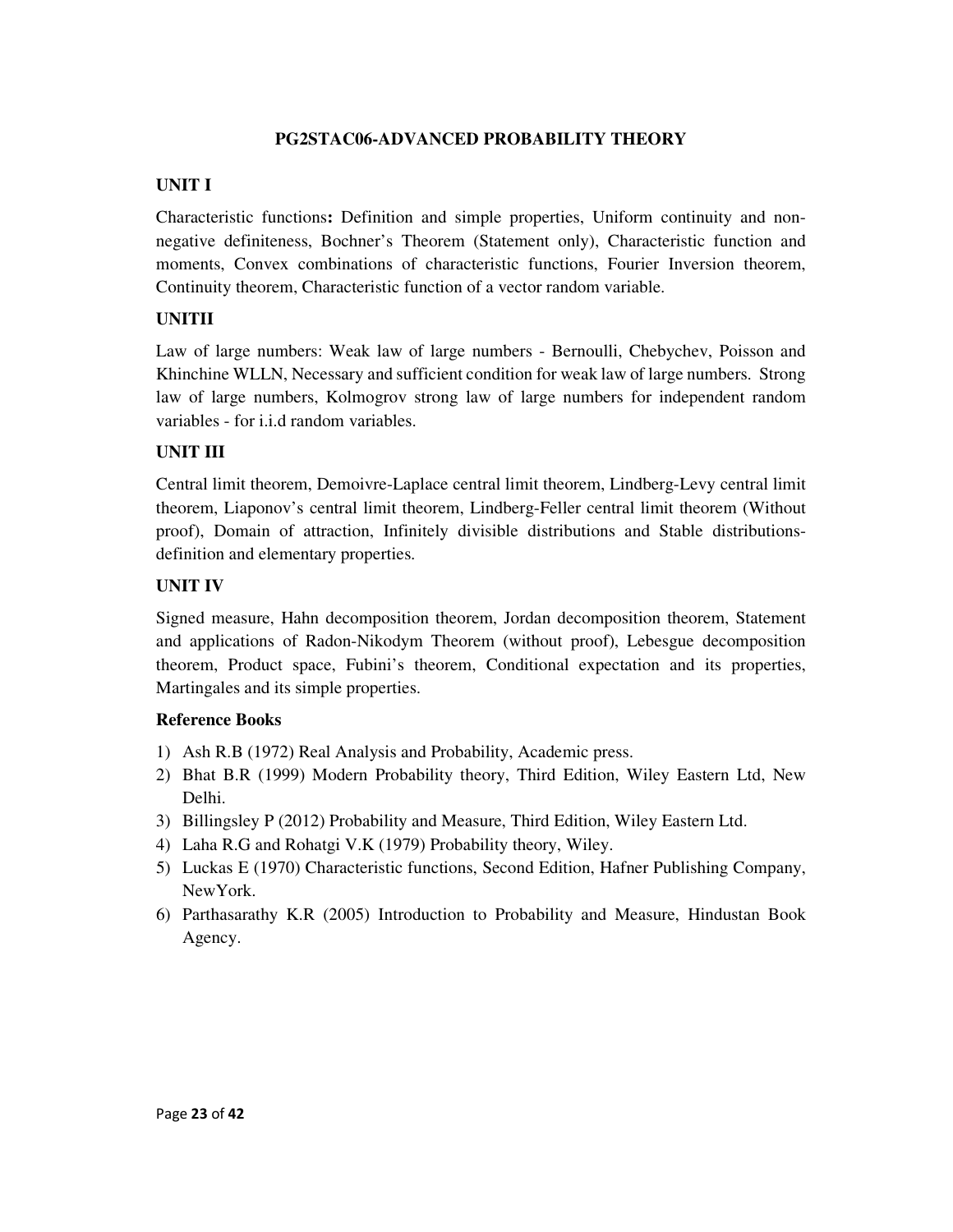## PG2STAC06-ADVANCED PROBABILITY THEORY

### UNIT I

Characteristic functions**:** Definition and simple properties, Uniform continuity and non-negative definiteness, Bochner's Theorem (Statement only), Characteristic function and moments, Convex combinations of characteristic functions, Fourier Inversion theorem, Continuity theorem, Characteristic function of a vector random variable.

### UNITII

Law of large numbers: Weak law of large numbers - Bernoulli, Chebychev, Poisson and Khinchine WLLN, Necessary and sufficient condition for weak law of large numbers. Strong law of large numbers, Kolmogrov strong law of large numbers for independent random variables - for i.i.d random variables.

### UNIT III

Central limit theorem, Demoivre-Laplace central limit theorem, Lindberg-Levy central limit theorem, Liaponov's central limit theorem, Lindberg-Feller central limit theorem (Without proof), Domain of attraction, Infinitely divisible distributions and Stable distributions-definition and elementary properties.

### UNIT IV

Signed measure, Hahn decomposition theorem, Jordan decomposition theorem, Statement and applications of Radon-Nikodym Theorem (without proof), Lebesgue decomposition theorem, Product space, Fubini's theorem, Conditional expectation and its properties, Martingales and its simple properties.

### Reference Books

1) Ash R.B (1972) Real Analysis and Probability, Academic press.
2) Bhat B.R (1999) Modern Probability theory, Third Edition, Wiley Eastern Ltd, New Delhi.
3) Billingsley P (2012) Probability and Measure, Third Edition, Wiley Eastern Ltd.
4) Laha R.G and Rohatgi V.K (1979) Probability theory, Wiley.
5) Luckas E (1970) Characteristic functions, Second Edition, Hafner Publishing Company, NewYork.
6) Parthasarathy K.R (2005) Introduction to Probability and Measure, Hindustan Book Agency.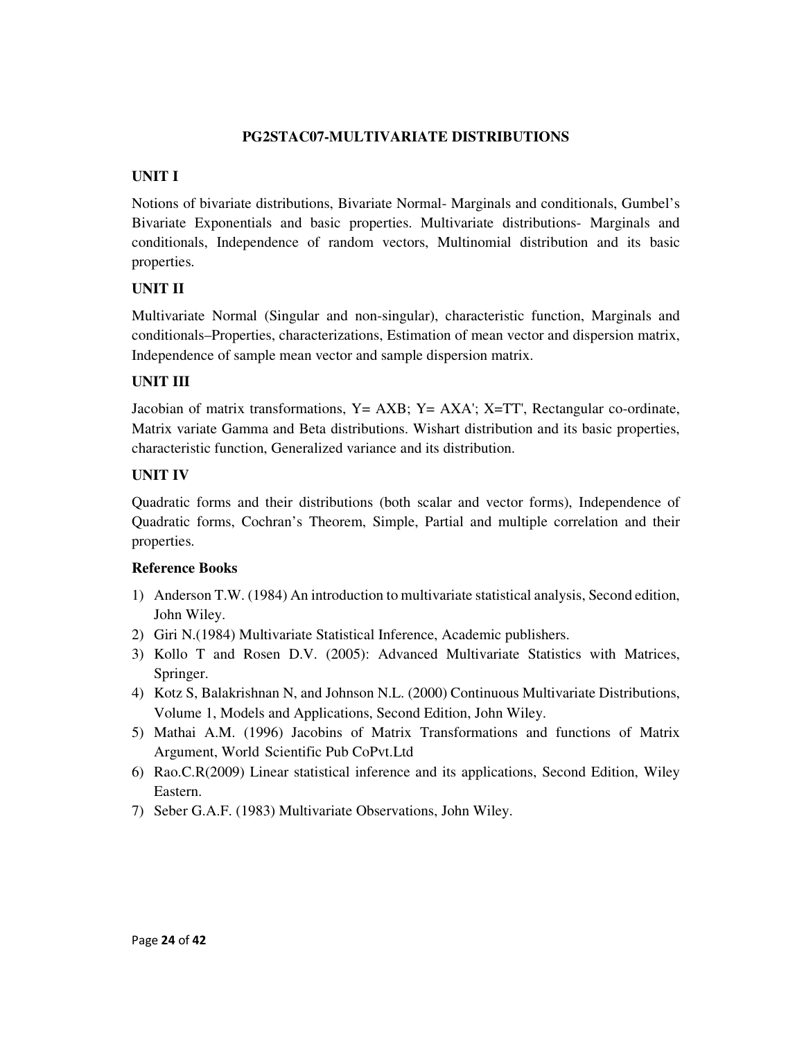# PG2STAC07-MULTIVARIATE DISTRIBUTIONS

## UNIT I

Notions of bivariate distributions, Bivariate Normal- Marginals and conditionals, Gumbel's Bivariate Exponentials and basic properties. Multivariate distributions- Marginals and conditionals, Independence of random vectors, Multinomial distribution and its basic properties.

## UNIT II

Multivariate Normal (Singular and non-singular), characteristic function, Marginals and conditionals–Properties, characterizations, Estimation of mean vector and dispersion matrix, Independence of sample mean vector and sample dispersion matrix.

## UNIT III

Jacobian of matrix transformations, $Y= AXB$; $Y= AXA'$; $X=TT'$, Rectangular co-ordinate, Matrix variate Gamma and Beta distributions. Wishart distribution and its basic properties, characteristic function, Generalized variance and its distribution.

## UNIT IV

Quadratic forms and their distributions (both scalar and vector forms), Independence of Quadratic forms, Cochran's Theorem, Simple, Partial and multiple correlation and their properties.

## Reference Books

1) Anderson T.W. (1984) An introduction to multivariate statistical analysis, Second edition, John Wiley.
2) Giri N.(1984) Multivariate Statistical Inference, Academic publishers.
3) Kollo T and Rosen D.V. (2005): Advanced Multivariate Statistics with Matrices, Springer.
4) Kotz S, Balakrishnan N, and Johnson N.L. (2000) Continuous Multivariate Distributions, Volume 1, Models and Applications, Second Edition, John Wiley.
5) Mathai A.M. (1996) Jacobins of Matrix Transformations and functions of Matrix Argument, World Scientific Pub CoPvt.Ltd
6) Rao.C.R(2009) Linear statistical inference and its applications, Second Edition, Wiley Eastern.
7) Seber G.A.F. (1983) Multivariate Observations, John Wiley.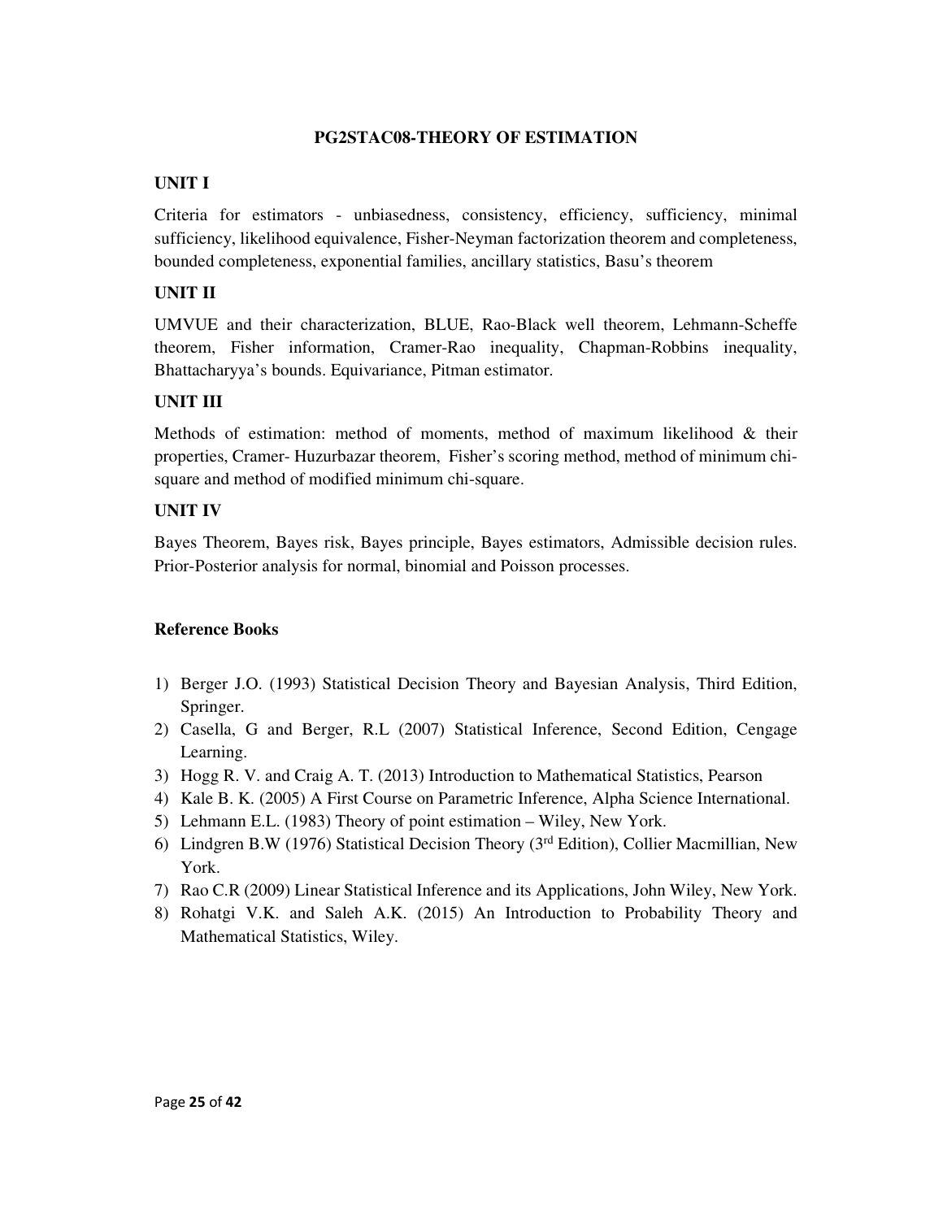# PG2STAC08-THEORY OF ESTIMATION

## UNIT I

Criteria for estimators - unbiasedness, consistency, efficiency, sufficiency, minimal sufficiency, likelihood equivalence, Fisher-Neyman factorization theorem and completeness, bounded completeness, exponential families, ancillary statistics, Basu's theorem

## UNIT II

UMVUE and their characterization, BLUE, Rao-Black well theorem, Lehmann-Scheffe theorem, Fisher information, Cramer-Rao inequality, Chapman-Robbins inequality, Bhattacharyya's bounds. Equivariance, Pitman estimator.

## UNIT III

Methods of estimation: method of moments, method of maximum likelihood & their properties, Cramer- Huzurbazar theorem, Fisher's scoring method, method of minimum chi-square and method of modified minimum chi-square.

## UNIT IV

Bayes Theorem, Bayes risk, Bayes principle, Bayes estimators, Admissible decision rules. Prior-Posterior analysis for normal, binomial and Poisson processes.

## Reference Books

1) Berger J.O. (1993) Statistical Decision Theory and Bayesian Analysis, Third Edition, Springer.
2) Casella, G and Berger, R.L (2007) Statistical Inference, Second Edition, Cengage Learning.
3) Hogg R. V. and Craig A. T. (2013) Introduction to Mathematical Statistics, Pearson
4) Kale B. K. (2005) A First Course on Parametric Inference, Alpha Science International.
5) Lehmann E.L. (1983) Theory of point estimation – Wiley, New York.
6) Lindgren B.W (1976) Statistical Decision Theory (3rd Edition), Collier Macmillian, New York.
7) Rao C.R (2009) Linear Statistical Inference and its Applications, John Wiley, New York.
8) Rohatgi V.K. and Saleh A.K. (2015) An Introduction to Probability Theory and Mathematical Statistics, Wiley.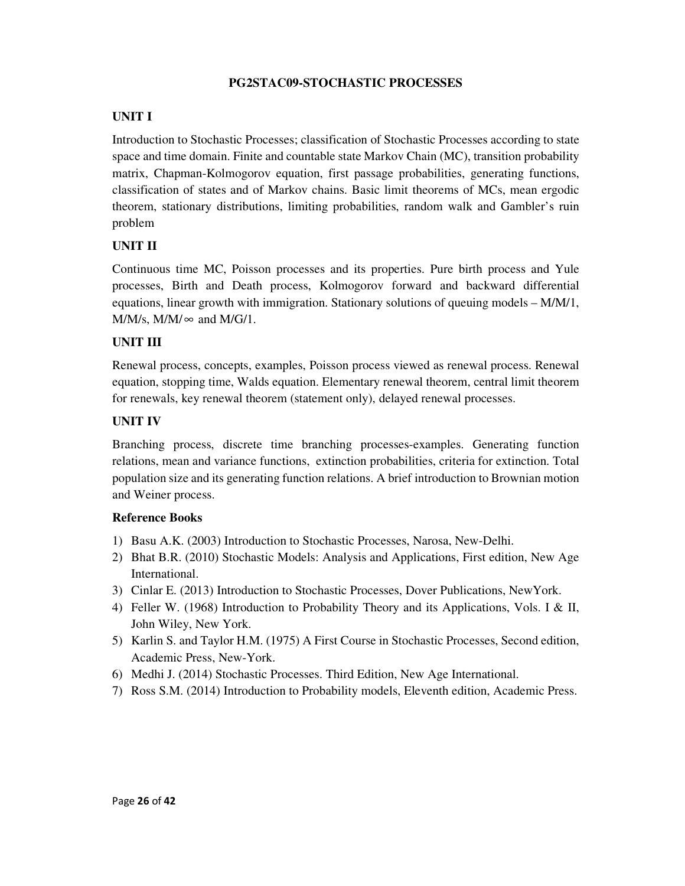# PG2STAC09-STOCHASTIC PROCESSES

## UNIT I

Introduction to Stochastic Processes; classification of Stochastic Processes according to state space and time domain. Finite and countable state Markov Chain (MC), transition probability matrix, Chapman-Kolmogorov equation, first passage probabilities, generating functions, classification of states and of Markov chains. Basic limit theorems of MCs, mean ergodic theorem, stationary distributions, limiting probabilities, random walk and Gambler's ruin problem

## UNIT II

Continuous time MC, Poisson processes and its properties. Pure birth process and Yule processes, Birth and Death process, Kolmogorov forward and backward differential equations, linear growth with immigration. Stationary solutions of queuing models – M/M/1, M/M/s, M/M/$\infty$ and M/G/1.

## UNIT III

Renewal process, concepts, examples, Poisson process viewed as renewal process. Renewal equation, stopping time, Walds equation. Elementary renewal theorem, central limit theorem for renewals, key renewal theorem (statement only), delayed renewal processes.

## UNIT IV

Branching process, discrete time branching processes-examples. Generating function relations, mean and variance functions, extinction probabilities, criteria for extinction. Total population size and its generating function relations. A brief introduction to Brownian motion and Weiner process.

### Reference Books

1) Basu A.K. (2003) Introduction to Stochastic Processes, Narosa, New-Delhi.
2) Bhat B.R. (2010) Stochastic Models: Analysis and Applications, First edition, New Age International.
3) Cinlar E. (2013) Introduction to Stochastic Processes, Dover Publications, NewYork.
4) Feller W. (1968) Introduction to Probability Theory and its Applications, Vols. I & II, John Wiley, New York.
5) Karlin S. and Taylor H.M. (1975) A First Course in Stochastic Processes, Second edition, Academic Press, New-York.
6) Medhi J. (2014) Stochastic Processes. Third Edition, New Age International.
7) Ross S.M. (2014) Introduction to Probability models, Eleventh edition, Academic Press.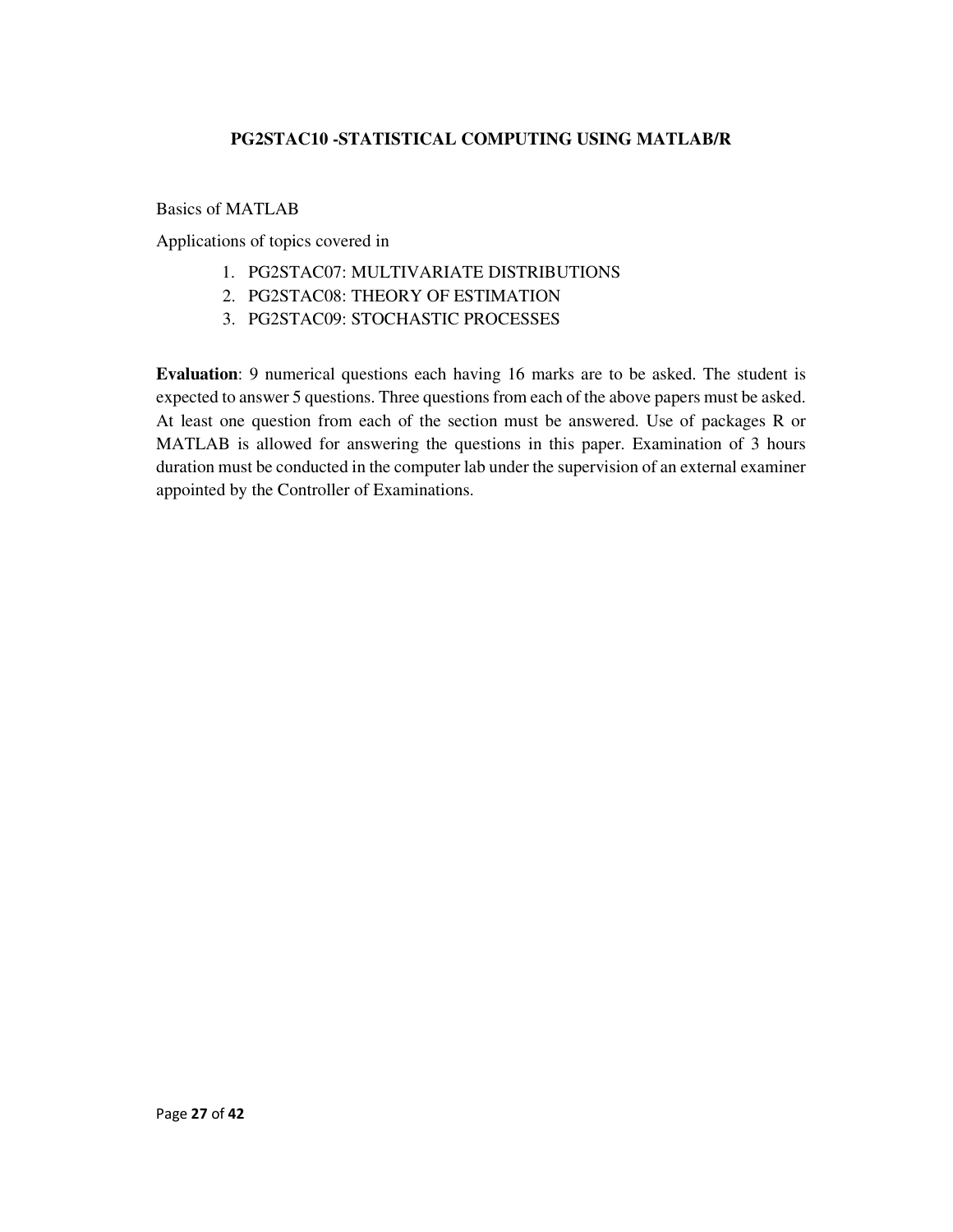## PG2STAC10 -STATISTICAL COMPUTING USING MATLAB/R

Basics of MATLAB

Applications of topics covered in

1. PG2STAC07: MULTIVARIATE DISTRIBUTIONS
2. PG2STAC08: THEORY OF ESTIMATION
3. PG2STAC09: STOCHASTIC PROCESSES

**Evaluation**: 9 numerical questions each having 16 marks are to be asked. The student is expected to answer 5 questions. Three questions from each of the above papers must be asked. At least one question from each of the section must be answered. Use of packages R or MATLAB is allowed for answering the questions in this paper. Examination of 3 hours duration must be conducted in the computer lab under the supervision of an external examiner appointed by the Controller of Examinations.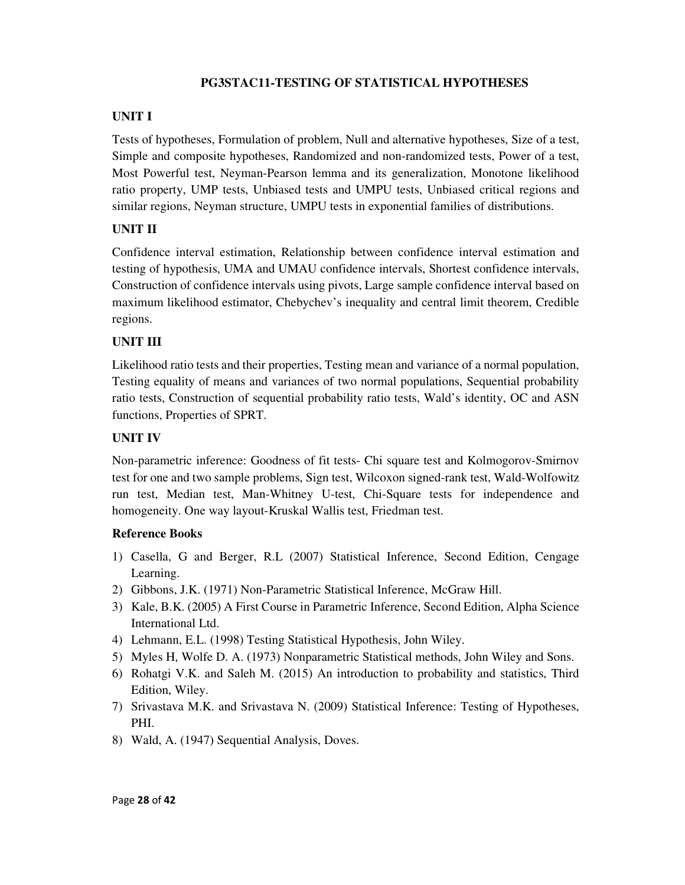## PG3STAC11-TESTING OF STATISTICAL HYPOTHESES

### UNIT I

Tests of hypotheses, Formulation of problem, Null and alternative hypotheses, Size of a test, Simple and composite hypotheses, Randomized and non-randomized tests, Power of a test, Most Powerful test, Neyman-Pearson lemma and its generalization, Monotone likelihood ratio property, UMP tests, Unbiased tests and UMPU tests, Unbiased critical regions and similar regions, Neyman structure, UMPU tests in exponential families of distributions.

### UNIT II

Confidence interval estimation, Relationship between confidence interval estimation and testing of hypothesis, UMA and UMAU confidence intervals, Shortest confidence intervals, Construction of confidence intervals using pivots, Large sample confidence interval based on maximum likelihood estimator, Chebychev's inequality and central limit theorem, Credible regions.

### UNIT III

Likelihood ratio tests and their properties, Testing mean and variance of a normal population, Testing equality of means and variances of two normal populations, Sequential probability ratio tests, Construction of sequential probability ratio tests, Wald's identity, OC and ASN functions, Properties of SPRT.

### UNIT IV

Non-parametric inference: Goodness of fit tests- Chi square test and Kolmogorov-Smirnov test for one and two sample problems, Sign test, Wilcoxon signed-rank test, Wald-Wolfowitz run test, Median test, Man-Whitney U-test, Chi-Square tests for independence and homogeneity. One way layout-Kruskal Wallis test, Friedman test.

### Reference Books

1) Casella, G and Berger, R.L (2007) Statistical Inference, Second Edition, Cengage Learning.
2) Gibbons, J.K. (1971) Non-Parametric Statistical Inference, McGraw Hill.
3) Kale, B.K. (2005) A First Course in Parametric Inference, Second Edition, Alpha Science International Ltd.
4) Lehmann, E.L. (1998) Testing Statistical Hypothesis, John Wiley.
5) Myles H, Wolfe D. A. (1973) Nonparametric Statistical methods, John Wiley and Sons.
6) Rohatgi V.K. and Saleh M. (2015) An introduction to probability and statistics, Third Edition, Wiley.
7) Srivastava M.K. and Srivastava N. (2009) Statistical Inference: Testing of Hypotheses, PHI.
8) Wald, A. (1947) Sequential Analysis, Doves.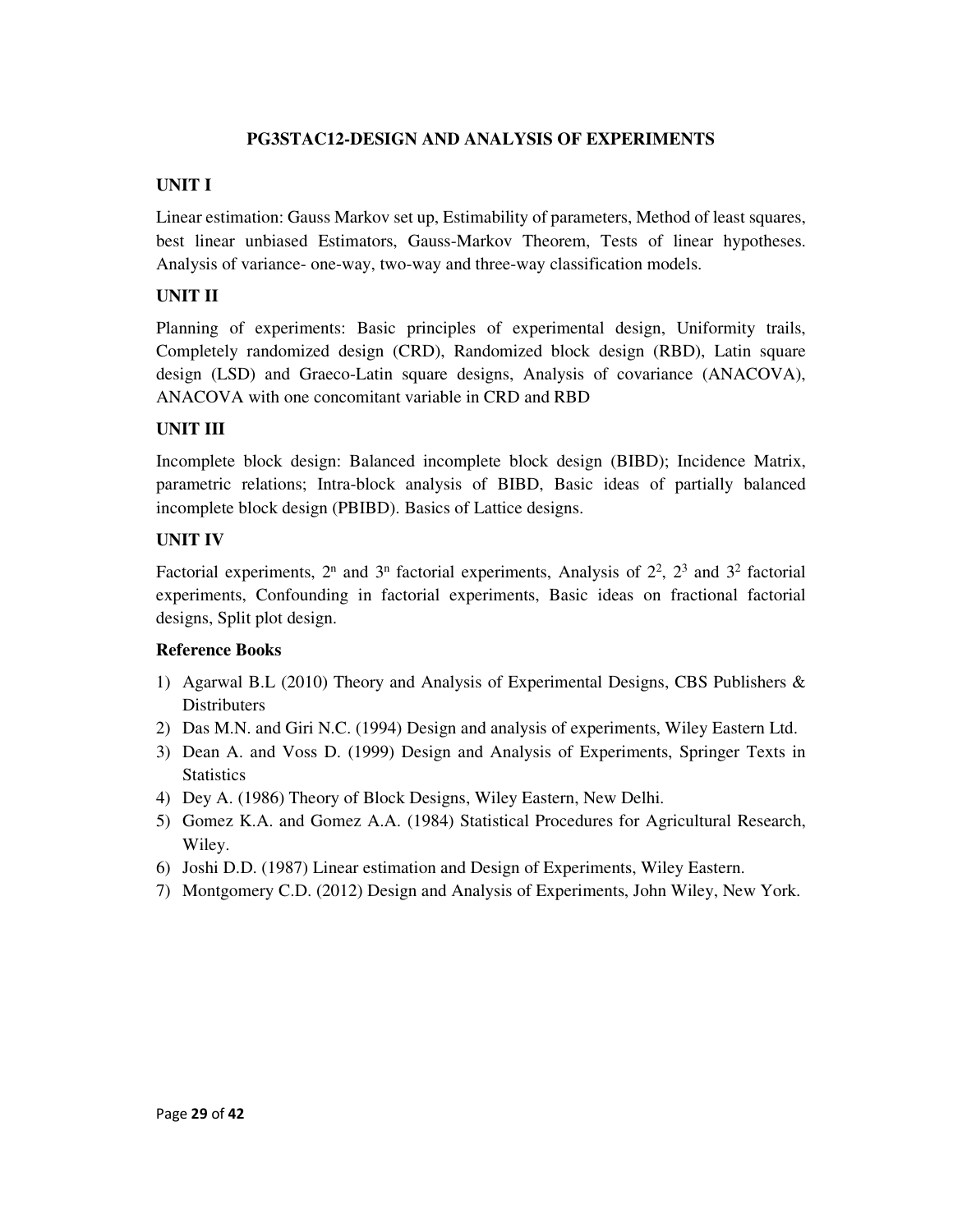# PG3STAC12-DESIGN AND ANALYSIS OF EXPERIMENTS

## UNIT I

Linear estimation: Gauss Markov set up, Estimability of parameters, Method of least squares, best linear unbiased Estimators, Gauss-Markov Theorem, Tests of linear hypotheses. Analysis of variance- one-way, two-way and three-way classification models.

## UNIT II

Planning of experiments: Basic principles of experimental design, Uniformity trails, Completely randomized design (CRD), Randomized block design (RBD), Latin square design (LSD) and Graeco-Latin square designs, Analysis of covariance (ANACOVA), ANACOVA with one concomitant variable in CRD and RBD

## UNIT III

Incomplete block design: Balanced incomplete block design (BIBD); Incidence Matrix, parametric relations; Intra-block analysis of BIBD, Basic ideas of partially balanced incomplete block design (PBIBD). Basics of Lattice designs.

## UNIT IV

Factorial experiments, $2^n$ and $3^n$ factorial experiments, Analysis of $2^2$, $2^3$ and $3^2$ factorial experiments, Confounding in factorial experiments, Basic ideas on fractional factorial designs, Split plot design.

## Reference Books

1) Agarwal B.L (2010) Theory and Analysis of Experimental Designs, CBS Publishers & Distributers
2) Das M.N. and Giri N.C. (1994) Design and analysis of experiments, Wiley Eastern Ltd.
3) Dean A. and Voss D. (1999) Design and Analysis of Experiments, Springer Texts in Statistics
4) Dey A. (1986) Theory of Block Designs, Wiley Eastern, New Delhi.
5) Gomez K.A. and Gomez A.A. (1984) Statistical Procedures for Agricultural Research, Wiley.
6) Joshi D.D. (1987) Linear estimation and Design of Experiments, Wiley Eastern.
7) Montgomery C.D. (2012) Design and Analysis of Experiments, John Wiley, New York.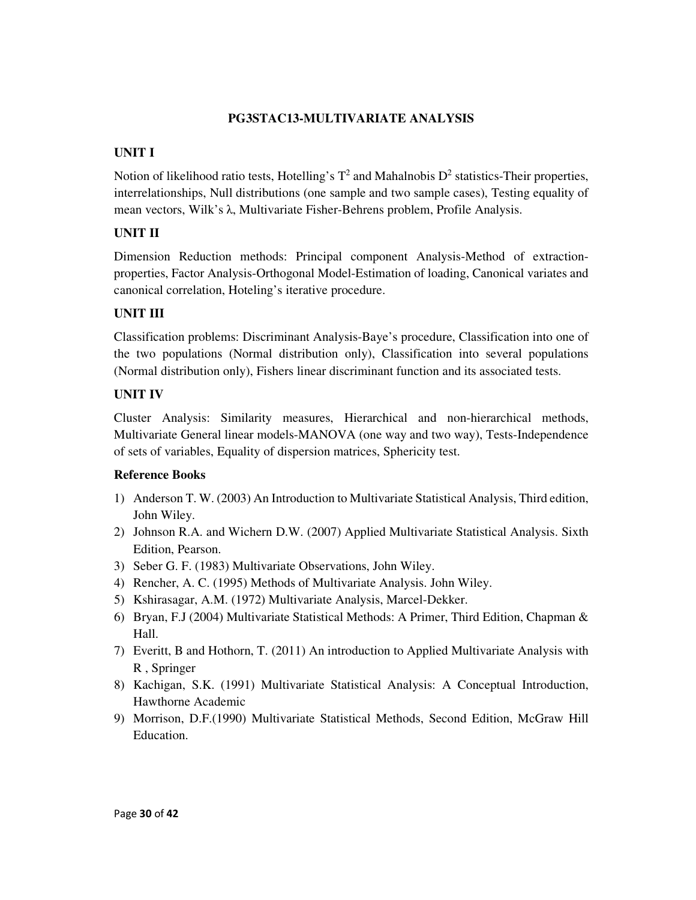# PG3STAC13-MULTIVARIATE ANALYSIS

## UNIT I

Notion of likelihood ratio tests, Hotelling's $T^2$ and Mahalnobis $D^2$ statistics-Their properties, interrelationships, Null distributions (one sample and two sample cases), Testing equality of mean vectors, Wilk's $\lambda$, Multivariate Fisher-Behrens problem, Profile Analysis.

## UNIT II

Dimension Reduction methods: Principal component Analysis-Method of extraction-properties, Factor Analysis-Orthogonal Model-Estimation of loading, Canonical variates and canonical correlation, Hoteling's iterative procedure.

## UNIT III

Classification problems: Discriminant Analysis-Baye's procedure, Classification into one of the two populations (Normal distribution only), Classification into several populations (Normal distribution only), Fishers linear discriminant function and its associated tests.

## UNIT IV

Cluster Analysis: Similarity measures, Hierarchical and non-hierarchical methods, Multivariate General linear models-MANOVA (one way and two way), Tests-Independence of sets of variables, Equality of dispersion matrices, Sphericity test.

### Reference Books

1) Anderson T. W. (2003) An Introduction to Multivariate Statistical Analysis, Third edition, John Wiley.
2) Johnson R.A. and Wichern D.W. (2007) Applied Multivariate Statistical Analysis. Sixth Edition, Pearson.
3) Seber G. F. (1983) Multivariate Observations, John Wiley.
4) Rencher, A. C. (1995) Methods of Multivariate Analysis. John Wiley.
5) Kshirasagar, A.M. (1972) Multivariate Analysis, Marcel-Dekker.
6) Bryan, F.J (2004) Multivariate Statistical Methods: A Primer, Third Edition, Chapman & Hall.
7) Everitt, B and Hothorn, T. (2011) An introduction to Applied Multivariate Analysis with R , Springer
8) Kachigan, S.K. (1991) Multivariate Statistical Analysis: A Conceptual Introduction, Hawthorne Academic
9) Morrison, D.F.(1990) Multivariate Statistical Methods, Second Edition, McGraw Hill Education.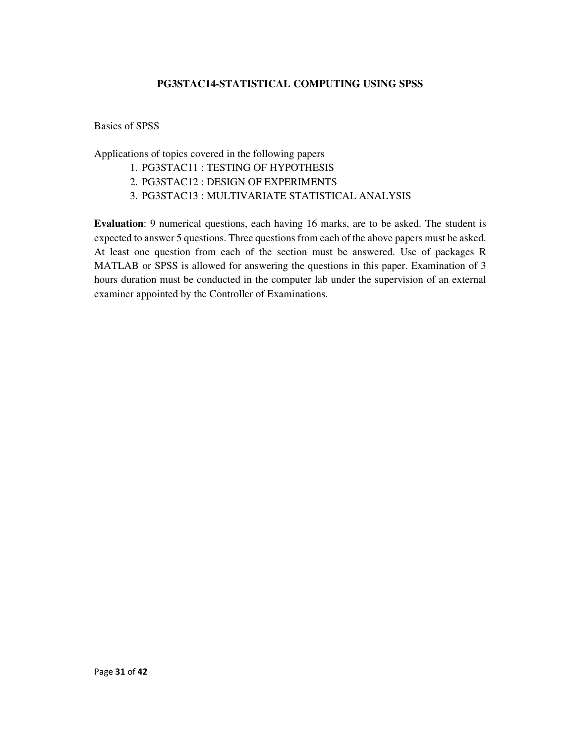## PG3STAC14-STATISTICAL COMPUTING USING SPSS

Basics of SPSS

Applications of topics covered in the following papers

1. PG3STAC11 : TESTING OF HYPOTHESIS
2. PG3STAC12 : DESIGN OF EXPERIMENTS
3. PG3STAC13 : MULTIVARIATE STATISTICAL ANALYSIS

**Evaluation**: 9 numerical questions, each having 16 marks, are to be asked. The student is expected to answer 5 questions. Three questions from each of the above papers must be asked. At least one question from each of the section must be answered. Use of packages R MATLAB or SPSS is allowed for answering the questions in this paper. Examination of 3 hours duration must be conducted in the computer lab under the supervision of an external examiner appointed by the Controller of Examinations.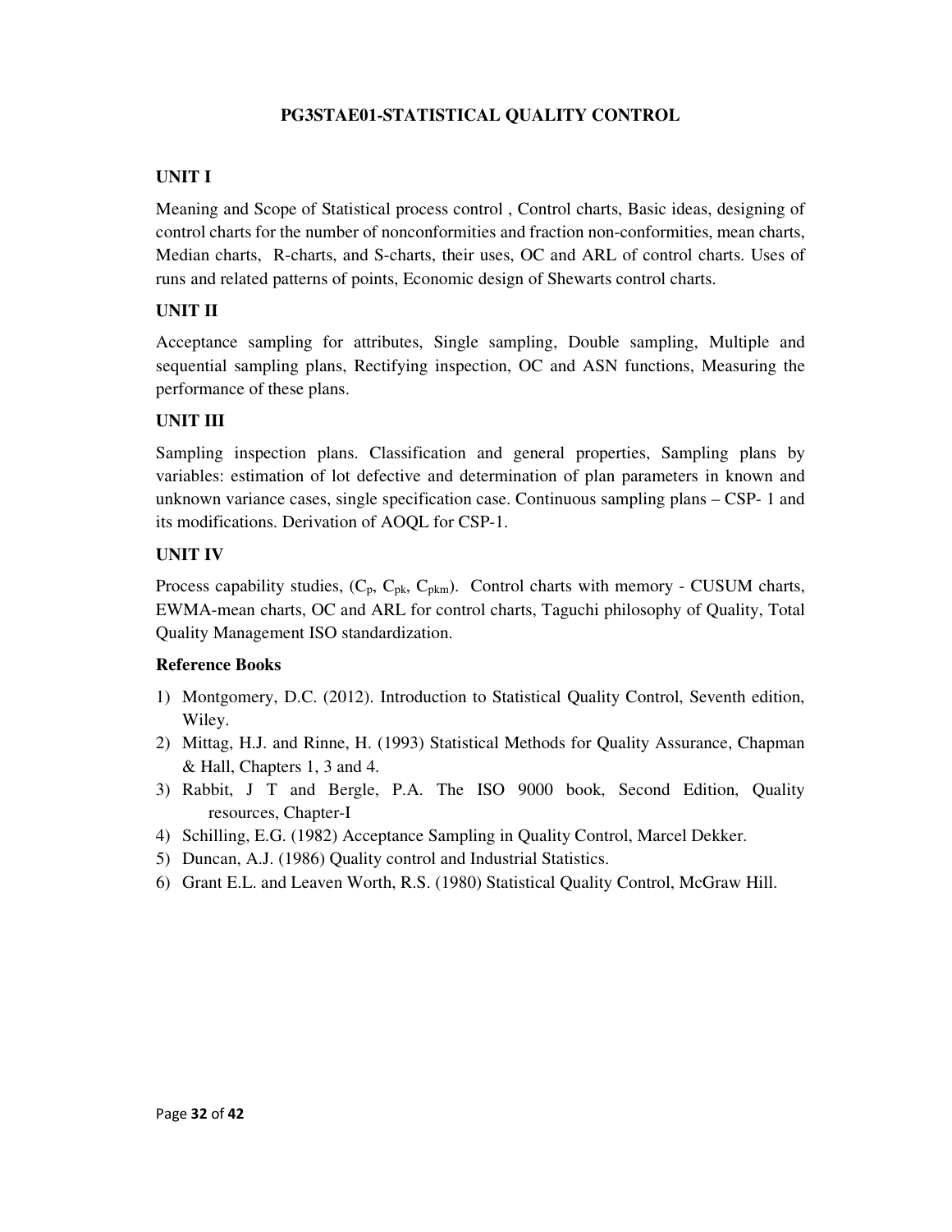# PG3STAE01-STATISTICAL QUALITY CONTROL

## UNIT I

Meaning and Scope of Statistical process control , Control charts, Basic ideas, designing of control charts for the number of nonconformities and fraction non-conformities, mean charts, Median charts, R-charts, and S-charts, their uses, OC and ARL of control charts. Uses of runs and related patterns of points, Economic design of Shewarts control charts.

## UNIT II

Acceptance sampling for attributes, Single sampling, Double sampling, Multiple and sequential sampling plans, Rectifying inspection, OC and ASN functions, Measuring the performance of these plans.

## UNIT III

Sampling inspection plans. Classification and general properties, Sampling plans by variables: estimation of lot defective and determination of plan parameters in known and unknown variance cases, single specification case. Continuous sampling plans – CSP- 1 and its modifications. Derivation of AOQL for CSP-1.

## UNIT IV

Process capability studies, ($C_p$, $C_{pk}$, $C_{pkm}$). Control charts with memory - CUSUM charts, EWMA-mean charts, OC and ARL for control charts, Taguchi philosophy of Quality, Total Quality Management ISO standardization.

### Reference Books

1) Montgomery, D.C. (2012). Introduction to Statistical Quality Control, Seventh edition, Wiley.
2) Mittag, H.J. and Rinne, H. (1993) Statistical Methods for Quality Assurance, Chapman & Hall, Chapters 1, 3 and 4.
3) Rabbit, J T and Bergle, P.A. The ISO 9000 book, Second Edition, Quality resources, Chapter-I
4) Schilling, E.G. (1982) Acceptance Sampling in Quality Control, Marcel Dekker.
5) Duncan, A.J. (1986) Quality control and Industrial Statistics.
6) Grant E.L. and Leaven Worth, R.S. (1980) Statistical Quality Control, McGraw Hill.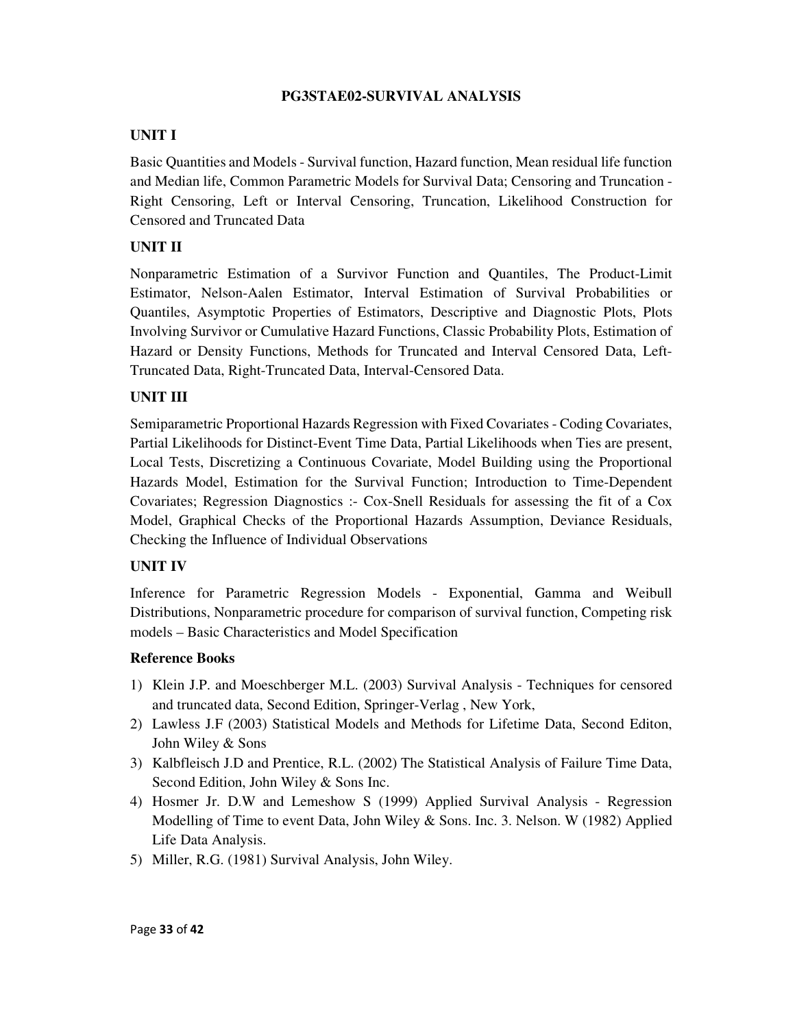## PG3STAE02-SURVIVAL ANALYSIS

### UNIT I

Basic Quantities and Models - Survival function, Hazard function, Mean residual life function and Median life, Common Parametric Models for Survival Data; Censoring and Truncation - Right Censoring, Left or Interval Censoring, Truncation, Likelihood Construction for Censored and Truncated Data

### UNIT II

Nonparametric Estimation of a Survivor Function and Quantiles, The Product-Limit Estimator, Nelson-Aalen Estimator, Interval Estimation of Survival Probabilities or Quantiles, Asymptotic Properties of Estimators, Descriptive and Diagnostic Plots, Plots Involving Survivor or Cumulative Hazard Functions, Classic Probability Plots, Estimation of Hazard or Density Functions, Methods for Truncated and Interval Censored Data, Left-Truncated Data, Right-Truncated Data, Interval-Censored Data.

### UNIT III

Semiparametric Proportional Hazards Regression with Fixed Covariates - Coding Covariates, Partial Likelihoods for Distinct-Event Time Data, Partial Likelihoods when Ties are present, Local Tests, Discretizing a Continuous Covariate, Model Building using the Proportional Hazards Model, Estimation for the Survival Function; Introduction to Time-Dependent Covariates; Regression Diagnostics :- Cox-Snell Residuals for assessing the fit of a Cox Model, Graphical Checks of the Proportional Hazards Assumption, Deviance Residuals, Checking the Influence of Individual Observations

### UNIT IV

Inference for Parametric Regression Models - Exponential, Gamma and Weibull Distributions, Nonparametric procedure for comparison of survival function, Competing risk models – Basic Characteristics and Model Specification

### Reference Books

1) Klein J.P. and Moeschberger M.L. (2003) Survival Analysis - Techniques for censored and truncated data, Second Edition, Springer-Verlag , New York,
2) Lawless J.F (2003) Statistical Models and Methods for Lifetime Data, Second Editon, John Wiley & Sons
3) Kalbfleisch J.D and Prentice, R.L. (2002) The Statistical Analysis of Failure Time Data, Second Edition, John Wiley & Sons Inc.
4) Hosmer Jr. D.W and Lemeshow S (1999) Applied Survival Analysis - Regression Modelling of Time to event Data, John Wiley & Sons. Inc. 3. Nelson. W (1982) Applied Life Data Analysis.
5) Miller, R.G. (1981) Survival Analysis, John Wiley.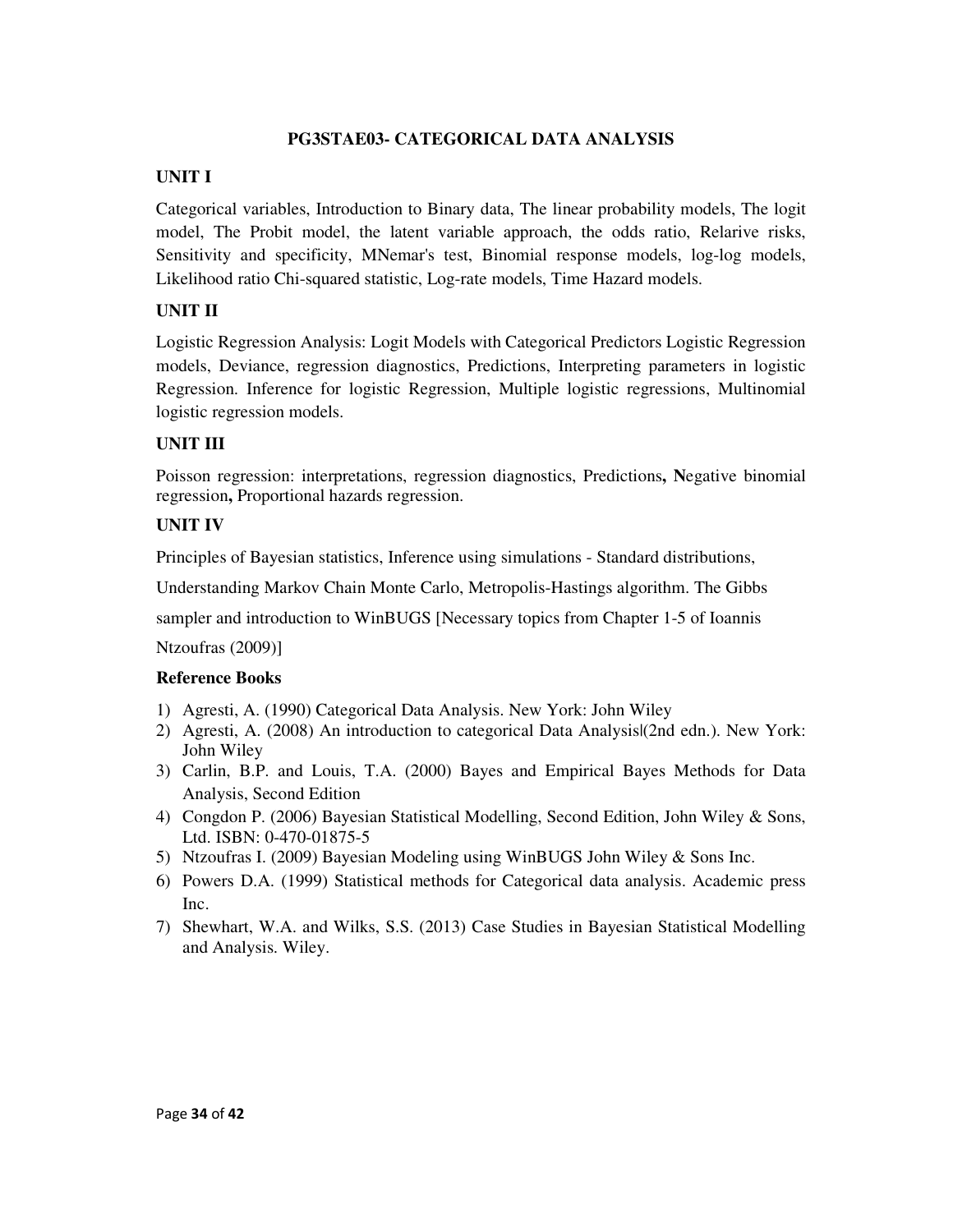## PG3STAE03- CATEGORICAL DATA ANALYSIS

### UNIT I

Categorical variables, Introduction to Binary data, The linear probability models, The logit model, The Probit model, the latent variable approach, the odds ratio, Relarive risks, Sensitivity and specificity, MNemar's test, Binomial response models, log-log models, Likelihood ratio Chi-squared statistic, Log-rate models, Time Hazard models.

### UNIT II

Logistic Regression Analysis: Logit Models with Categorical Predictors Logistic Regression models, Deviance, regression diagnostics, Predictions, Interpreting parameters in logistic Regression. Inference for logistic Regression, Multiple logistic regressions, Multinomial logistic regression models.

### UNIT III

Poisson regression: interpretations, regression diagnostics, Predictions**, N**egative binomial regression**,** Proportional hazards regression.

### UNIT IV

Principles of Bayesian statistics, Inference using simulations - Standard distributions,

Understanding Markov Chain Monte Carlo, Metropolis-Hastings algorithm. The Gibbs

sampler and introduction to WinBUGS [Necessary topics from Chapter 1-5 of Ioannis

Ntzoufras (2009)]

### Reference Books

1) Agresti, A. (1990) Categorical Data Analysis. New York: John Wiley
2) Agresti, A. (2008) An introduction to categorical Data Analysis|(2nd edn.). New York: John Wiley
3) Carlin, B.P. and Louis, T.A. (2000) Bayes and Empirical Bayes Methods for Data Analysis, Second Edition
4) Congdon P. (2006) Bayesian Statistical Modelling, Second Edition, John Wiley & Sons, Ltd. ISBN: 0-470-01875-5
5) Ntzoufras I. (2009) Bayesian Modeling using WinBUGS John Wiley & Sons Inc.
6) Powers D.A. (1999) Statistical methods for Categorical data analysis. Academic press Inc.
7) Shewhart, W.A. and Wilks, S.S. (2013) Case Studies in Bayesian Statistical Modelling and Analysis. Wiley.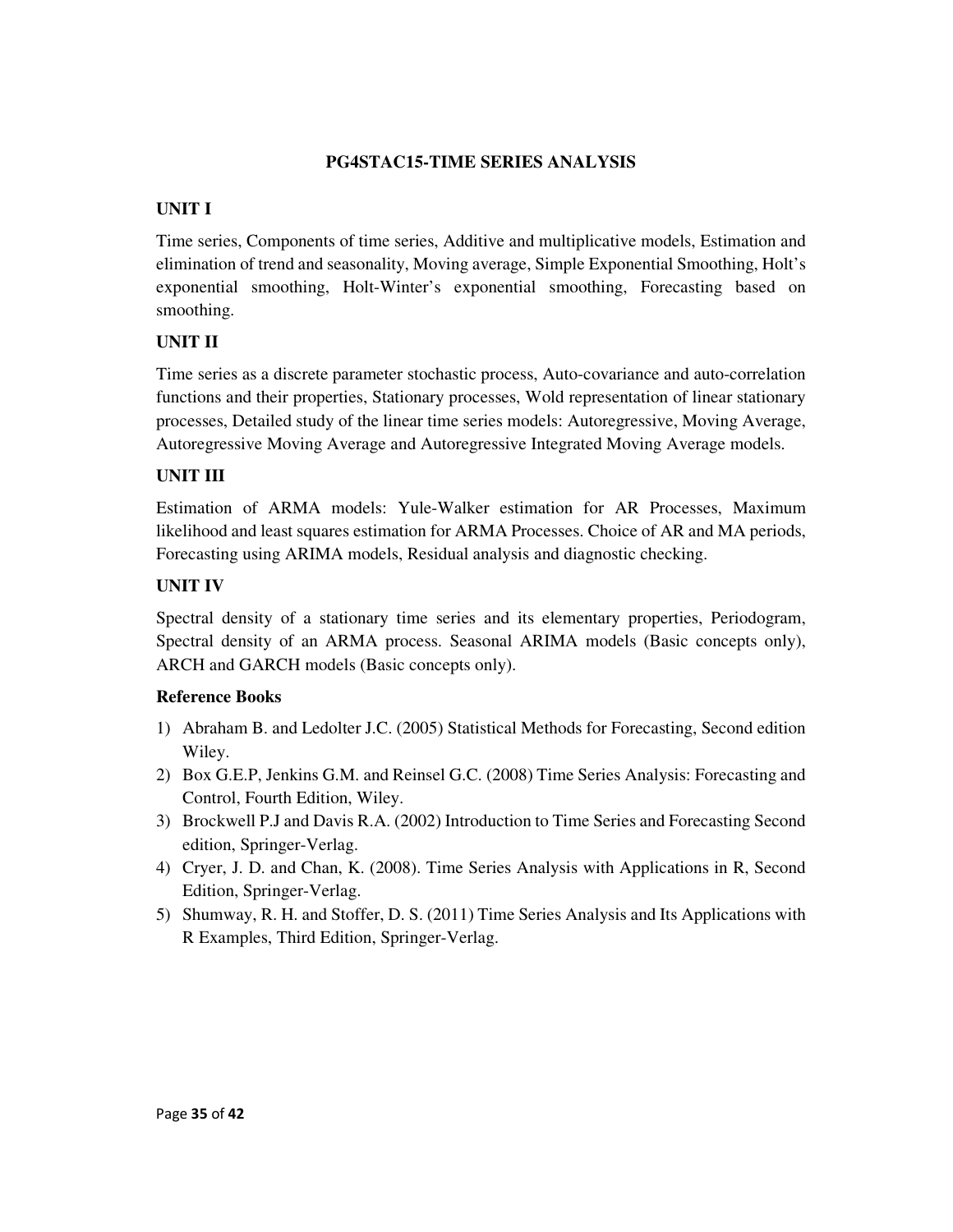## PG4STAC15-TIME SERIES ANALYSIS

### UNIT I

Time series, Components of time series, Additive and multiplicative models, Estimation and elimination of trend and seasonality, Moving average, Simple Exponential Smoothing, Holt's exponential smoothing, Holt-Winter's exponential smoothing, Forecasting based on smoothing.

### UNIT II

Time series as a discrete parameter stochastic process, Auto-covariance and auto-correlation functions and their properties, Stationary processes, Wold representation of linear stationary processes, Detailed study of the linear time series models: Autoregressive, Moving Average, Autoregressive Moving Average and Autoregressive Integrated Moving Average models.

### UNIT III

Estimation of ARMA models: Yule-Walker estimation for AR Processes, Maximum likelihood and least squares estimation for ARMA Processes. Choice of AR and MA periods, Forecasting using ARIMA models, Residual analysis and diagnostic checking.

### UNIT IV

Spectral density of a stationary time series and its elementary properties, Periodogram, Spectral density of an ARMA process. Seasonal ARIMA models (Basic concepts only), ARCH and GARCH models (Basic concepts only).

### Reference Books

1) Abraham B. and Ledolter J.C. (2005) Statistical Methods for Forecasting, Second edition Wiley.
2) Box G.E.P, Jenkins G.M. and Reinsel G.C. (2008) Time Series Analysis: Forecasting and Control, Fourth Edition, Wiley.
3) Brockwell P.J and Davis R.A. (2002) Introduction to Time Series and Forecasting Second edition, Springer-Verlag.
4) Cryer, J. D. and Chan, K. (2008). Time Series Analysis with Applications in R, Second Edition, Springer-Verlag.
5) Shumway, R. H. and Stoffer, D. S. (2011) Time Series Analysis and Its Applications with R Examples, Third Edition, Springer-Verlag.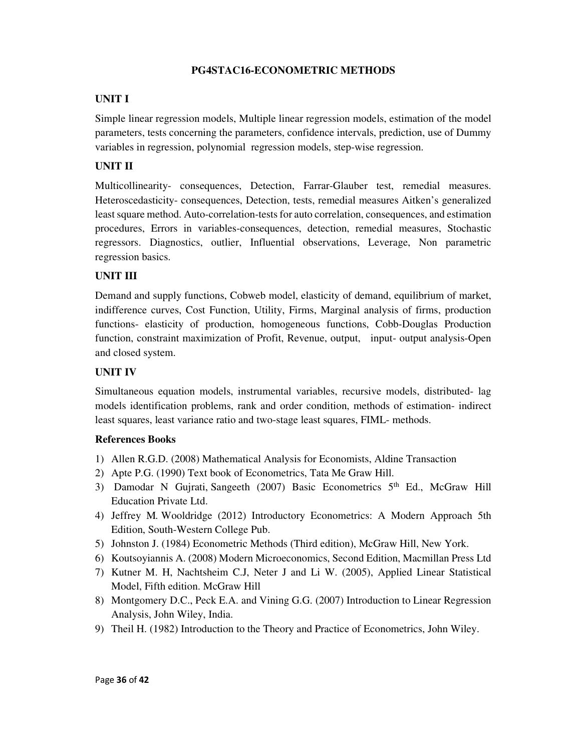## PG4STAC16-ECONOMETRIC METHODS

### UNIT I

Simple linear regression models, Multiple linear regression models, estimation of the model parameters, tests concerning the parameters, confidence intervals, prediction, use of Dummy variables in regression, polynomial regression models, step-wise regression.

### UNIT II

Multicollinearity- consequences, Detection, Farrar-Glauber test, remedial measures. Heteroscedasticity- consequences, Detection, tests, remedial measures Aitken's generalized least square method. Auto-correlation-tests for auto correlation, consequences, and estimation procedures, Errors in variables-consequences, detection, remedial measures, Stochastic regressors. Diagnostics, outlier, Influential observations, Leverage, Non parametric regression basics.

### UNIT III

Demand and supply functions, Cobweb model, elasticity of demand, equilibrium of market, indifference curves, Cost Function, Utility, Firms, Marginal analysis of firms, production functions- elasticity of production, homogeneous functions, Cobb-Douglas Production function, constraint maximization of Profit, Revenue, output, input- output analysis-Open and closed system.

### UNIT IV

Simultaneous equation models, instrumental variables, recursive models, distributed- lag models identification problems, rank and order condition, methods of estimation- indirect least squares, least variance ratio and two-stage least squares, FIML- methods.

### References Books

1) Allen R.G.D. (2008) Mathematical Analysis for Economists, Aldine Transaction
2) Apte P.G. (1990) Text book of Econometrics, Tata Me Graw Hill.
3) Damodar N Gujrati, Sangeeth (2007) Basic Econometrics 5th Ed., McGraw Hill Education Private Ltd.
4) Jeffrey M. Wooldridge (2012) Introductory Econometrics: A Modern Approach 5th Edition, South-Western College Pub.
5) Johnston J. (1984) Econometric Methods (Third edition), McGraw Hill, New York.
6) Koutsoyiannis A. (2008) Modern Microeconomics, Second Edition, Macmillan Press Ltd
7) Kutner M. H, Nachtsheim C.J, Neter J and Li W. (2005), Applied Linear Statistical Model, Fifth edition. McGraw Hill
8) Montgomery D.C., Peck E.A. and Vining G.G. (2007) Introduction to Linear Regression Analysis, John Wiley, India.
9) Theil H. (1982) Introduction to the Theory and Practice of Econometrics, John Wiley.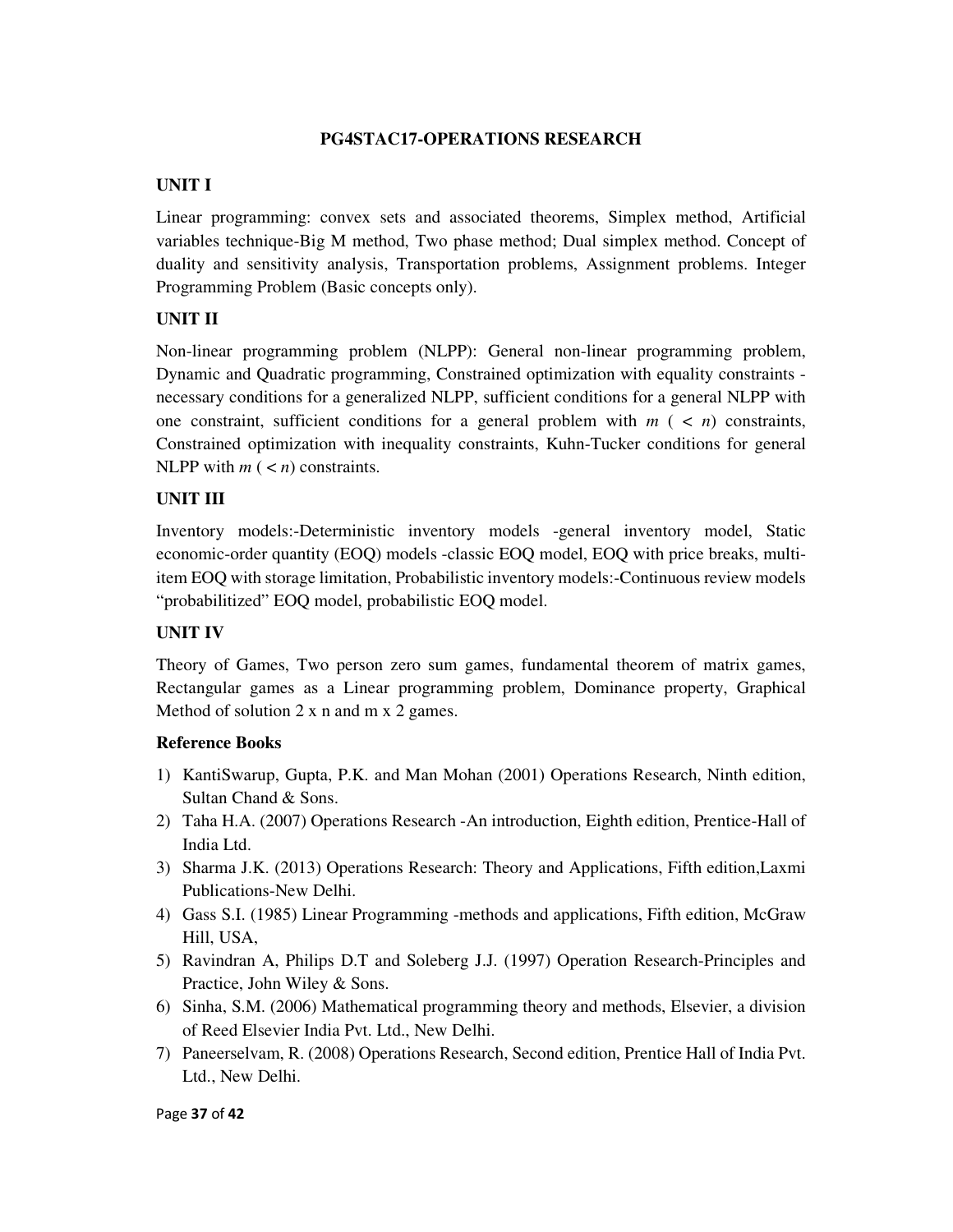## PG4STAC17-OPERATIONS RESEARCH

### UNIT I

Linear programming: convex sets and associated theorems, Simplex method, Artificial variables technique-Big M method, Two phase method; Dual simplex method. Concept of duality and sensitivity analysis, Transportation problems, Assignment problems. Integer Programming Problem (Basic concepts only).

### UNIT II

Non-linear programming problem (NLPP): General non-linear programming problem, Dynamic and Quadratic programming, Constrained optimization with equality constraints - necessary conditions for a generalized NLPP, sufficient conditions for a general NLPP with one constraint, sufficient conditions for a general problem with $m$ ( $< n$) constraints, Constrained optimization with inequality constraints, Kuhn-Tucker conditions for general NLPP with $m$ ( $< n$) constraints.

### UNIT III

Inventory models:-Deterministic inventory models -general inventory model, Static economic-order quantity (EOQ) models -classic EOQ model, EOQ with price breaks, multi-item EOQ with storage limitation, Probabilistic inventory models:-Continuous review models "probabilitized" EOQ model, probabilistic EOQ model.

### UNIT IV

Theory of Games, Two person zero sum games, fundamental theorem of matrix games, Rectangular games as a Linear programming problem, Dominance property, Graphical Method of solution 2 x n and m x 2 games.

### Reference Books

1) KantiSwarup, Gupta, P.K. and Man Mohan (2001) Operations Research, Ninth edition, Sultan Chand & Sons.
2) Taha H.A. (2007) Operations Research -An introduction, Eighth edition, Prentice-Hall of India Ltd.
3) Sharma J.K. (2013) Operations Research: Theory and Applications, Fifth edition,Laxmi Publications-New Delhi.
4) Gass S.I. (1985) Linear Programming -methods and applications, Fifth edition, McGraw Hill, USA,
5) Ravindran A, Philips D.T and Soleberg J.J. (1997) Operation Research-Principles and Practice, John Wiley & Sons.
6) Sinha, S.M. (2006) Mathematical programming theory and methods, Elsevier, a division of Reed Elsevier India Pvt. Ltd., New Delhi.
7) Paneerselvam, R. (2008) Operations Research, Second edition, Prentice Hall of India Pvt. Ltd., New Delhi.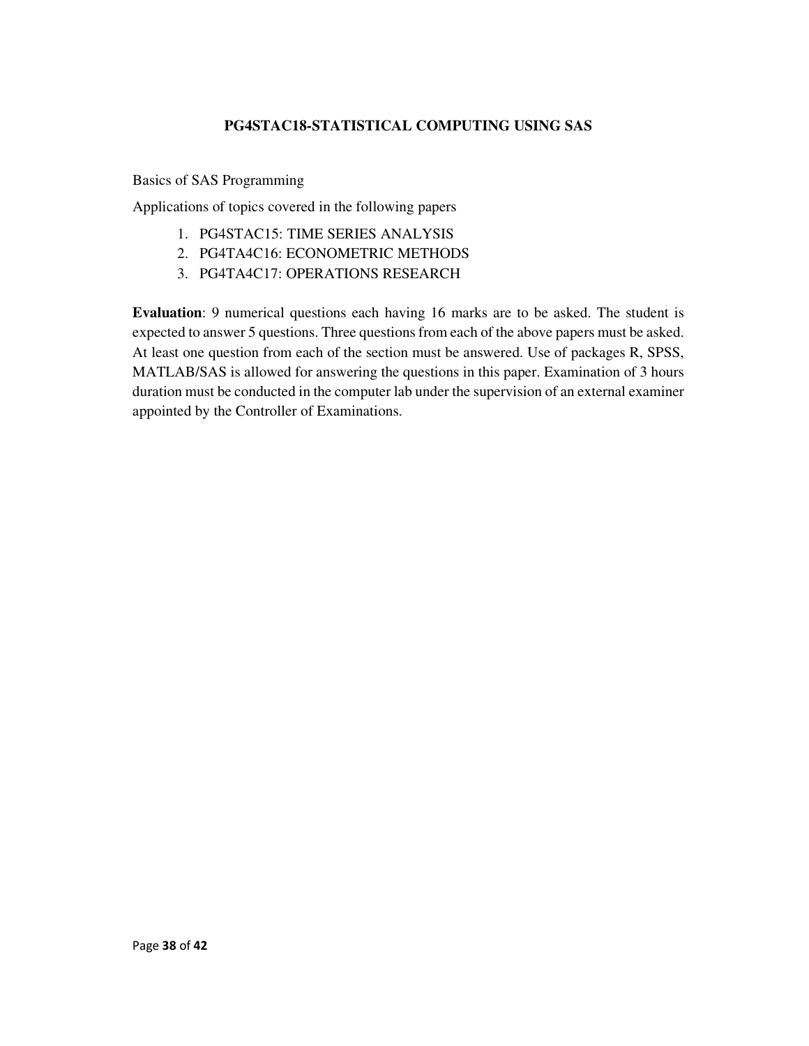## PG4STAC18-STATISTICAL COMPUTING USING SAS

Basics of SAS Programming

Applications of topics covered in the following papers

1. PG4STAC15: TIME SERIES ANALYSIS
2. PG4TA4C16: ECONOMETRIC METHODS
3. PG4TA4C17: OPERATIONS RESEARCH

**Evaluation**: 9 numerical questions each having 16 marks are to be asked. The student is expected to answer 5 questions. Three questions from each of the above papers must be asked. At least one question from each of the section must be answered. Use of packages R, SPSS, MATLAB/SAS is allowed for answering the questions in this paper. Examination of 3 hours duration must be conducted in the computer lab under the supervision of an external examiner appointed by the Controller of Examinations.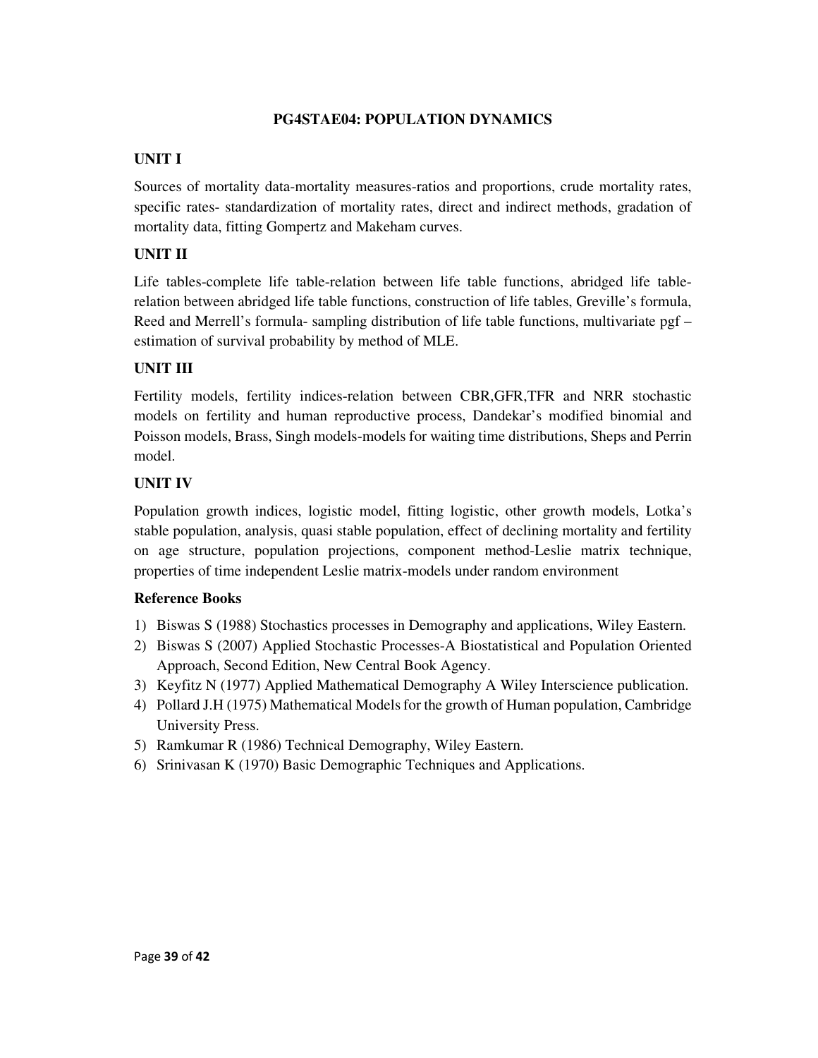## PG4STAE04: POPULATION DYNAMICS

### UNIT I

Sources of mortality data-mortality measures-ratios and proportions, crude mortality rates, specific rates- standardization of mortality rates, direct and indirect methods, gradation of mortality data, fitting Gompertz and Makeham curves.

### UNIT II

Life tables-complete life table-relation between life table functions, abridged life table-relation between abridged life table functions, construction of life tables, Greville's formula, Reed and Merrell's formula- sampling distribution of life table functions, multivariate pgf – estimation of survival probability by method of MLE.

### UNIT III

Fertility models, fertility indices-relation between CBR,GFR,TFR and NRR stochastic models on fertility and human reproductive process, Dandekar's modified binomial and Poisson models, Brass, Singh models-models for waiting time distributions, Sheps and Perrin model.

### UNIT IV

Population growth indices, logistic model, fitting logistic, other growth models, Lotka's stable population, analysis, quasi stable population, effect of declining mortality and fertility on age structure, population projections, component method-Leslie matrix technique, properties of time independent Leslie matrix-models under random environment

### Reference Books

1) Biswas S (1988) Stochastics processes in Demography and applications, Wiley Eastern.
2) Biswas S (2007) Applied Stochastic Processes-A Biostatistical and Population Oriented Approach, Second Edition, New Central Book Agency.
3) Keyfitz N (1977) Applied Mathematical Demography A Wiley Interscience publication.
4) Pollard J.H (1975) Mathematical Models for the growth of Human population, Cambridge University Press.
5) Ramkumar R (1986) Technical Demography, Wiley Eastern.
6) Srinivasan K (1970) Basic Demographic Techniques and Applications.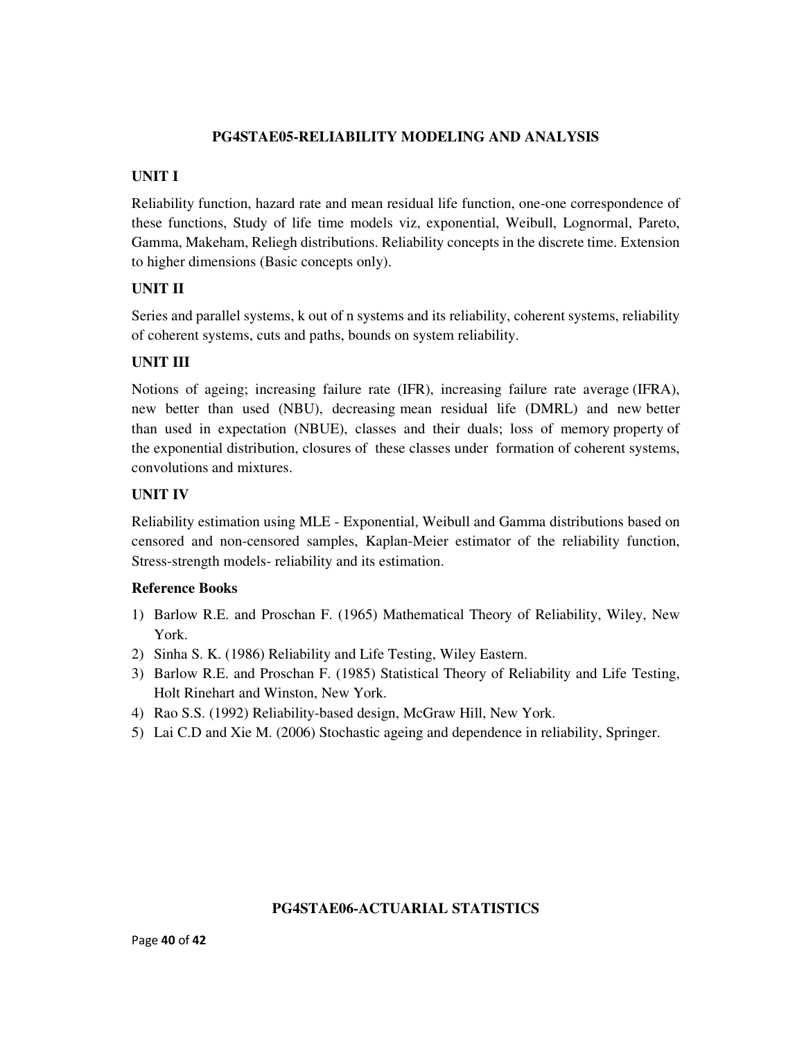## PG4STAE05-RELIABILITY MODELING AND ANALYSIS

### UNIT I

Reliability function, hazard rate and mean residual life function, one-one correspondence of these functions, Study of life time models viz, exponential, Weibull, Lognormal, Pareto, Gamma, Makeham, Reliegh distributions. Reliability concepts in the discrete time. Extension to higher dimensions (Basic concepts only).

### UNIT II

Series and parallel systems, k out of n systems and its reliability, coherent systems, reliability of coherent systems, cuts and paths, bounds on system reliability.

### UNIT III

Notions of ageing; increasing failure rate (IFR), increasing failure rate average (IFRA), new better than used (NBU), decreasing mean residual life (DMRL) and new better than used in expectation (NBUE), classes and their duals; loss of memory property of the exponential distribution, closures of these classes under formation of coherent systems, convolutions and mixtures.

### UNIT IV

Reliability estimation using MLE - Exponential, Weibull and Gamma distributions based on censored and non-censored samples, Kaplan-Meier estimator of the reliability function, Stress-strength models- reliability and its estimation.

**Reference Books**

1) Barlow R.E. and Proschan F. (1965) Mathematical Theory of Reliability, Wiley, New York.
2) Sinha S. K. (1986) Reliability and Life Testing, Wiley Eastern.
3) Barlow R.E. and Proschan F. (1985) Statistical Theory of Reliability and Life Testing, Holt Rinehart and Winston, New York.
4) Rao S.S. (1992) Reliability-based design, McGraw Hill, New York.
5) Lai C.D and Xie M. (2006) Stochastic ageing and dependence in reliability, Springer.

## PG4STAE06-ACTUARIAL STATISTICS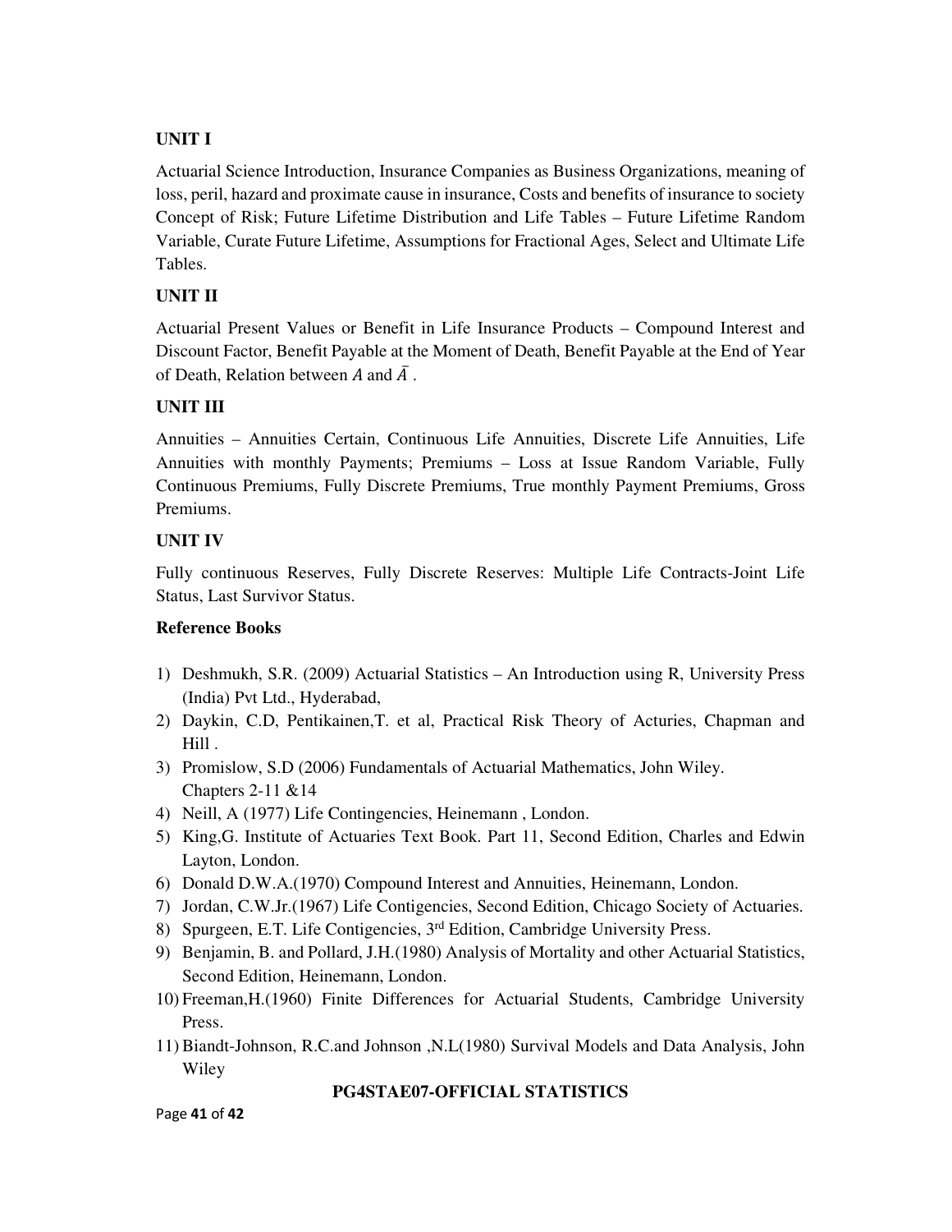**UNIT I**

Actuarial Science Introduction, Insurance Companies as Business Organizations, meaning of loss, peril, hazard and proximate cause in insurance, Costs and benefits of insurance to society Concept of Risk; Future Lifetime Distribution and Life Tables – Future Lifetime Random Variable, Curate Future Lifetime, Assumptions for Fractional Ages, Select and Ultimate Life Tables.

**UNIT II**

Actuarial Present Values or Benefit in Life Insurance Products – Compound Interest and Discount Factor, Benefit Payable at the Moment of Death, Benefit Payable at the End of Year of Death, Relation between $A$ and $\bar{A}$ .

**UNIT III**

Annuities – Annuities Certain, Continuous Life Annuities, Discrete Life Annuities, Life Annuities with monthly Payments; Premiums – Loss at Issue Random Variable, Fully Continuous Premiums, Fully Discrete Premiums, True monthly Payment Premiums, Gross Premiums.

**UNIT IV**

Fully continuous Reserves, Fully Discrete Reserves: Multiple Life Contracts-Joint Life Status, Last Survivor Status.

**Reference Books**

1) Deshmukh, S.R. (2009) Actuarial Statistics – An Introduction using R, University Press (India) Pvt Ltd., Hyderabad,
2) Daykin, C.D, Pentikainen,T. et al, Practical Risk Theory of Acturies, Chapman and Hill .
3) Promislow, S.D (2006) Fundamentals of Actuarial Mathematics, John Wiley. Chapters 2-11 &14
4) Neill, A (1977) Life Contingencies, Heinemann , London.
5) King,G. Institute of Actuaries Text Book. Part 11, Second Edition, Charles and Edwin Layton, London.
6) Donald D.W.A.(1970) Compound Interest and Annuities, Heinemann, London.
7) Jordan, C.W.Jr.(1967) Life Contigencies, Second Edition, Chicago Society of Actuaries.
8) Spurgeen, E.T. Life Contigencies, 3rd Edition, Cambridge University Press.
9) Benjamin, B. and Pollard, J.H.(1980) Analysis of Mortality and other Actuarial Statistics, Second Edition, Heinemann, London.
10) Freeman,H.(1960) Finite Differences for Actuarial Students, Cambridge University Press.
11) Biandt-Johnson, R.C.and Johnson ,N.L(1980) Survival Models and Data Analysis, John Wiley

**PG4STAE07-OFFICIAL STATISTICS**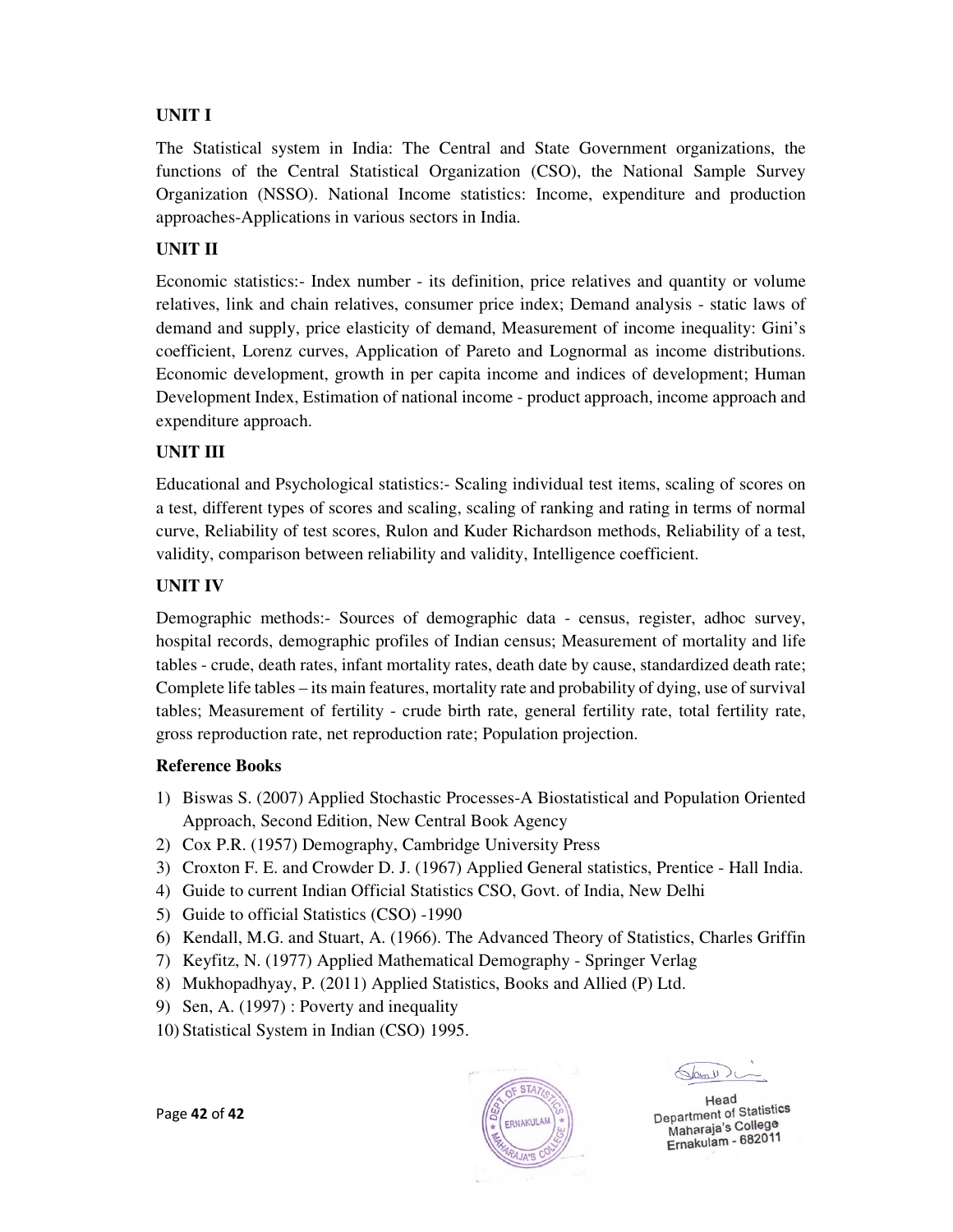## UNIT I

The Statistical system in India: The Central and State Government organizations, the functions of the Central Statistical Organization (CSO), the National Sample Survey Organization (NSSO). National Income statistics: Income, expenditure and production approaches-Applications in various sectors in India.

## UNIT II

Economic statistics:- Index number - its definition, price relatives and quantity or volume relatives, link and chain relatives, consumer price index; Demand analysis - static laws of demand and supply, price elasticity of demand, Measurement of income inequality: Gini's coefficient, Lorenz curves, Application of Pareto and Lognormal as income distributions. Economic development, growth in per capita income and indices of development; Human Development Index, Estimation of national income - product approach, income approach and expenditure approach.

## UNIT III

Educational and Psychological statistics:- Scaling individual test items, scaling of scores on a test, different types of scores and scaling, scaling of ranking and rating in terms of normal curve, Reliability of test scores, Rulon and Kuder Richardson methods, Reliability of a test, validity, comparison between reliability and validity, Intelligence coefficient.

## UNIT IV

Demographic methods:- Sources of demographic data - census, register, adhoc survey, hospital records, demographic profiles of Indian census; Measurement of mortality and life tables - crude, death rates, infant mortality rates, death date by cause, standardized death rate; Complete life tables – its main features, mortality rate and probability of dying, use of survival tables; Measurement of fertility - crude birth rate, general fertility rate, total fertility rate, gross reproduction rate, net reproduction rate; Population projection.

### Reference Books

1) Biswas S. (2007) Applied Stochastic Processes-A Biostatistical and Population Oriented Approach, Second Edition, New Central Book Agency
2) Cox P.R. (1957) Demography, Cambridge University Press
3) Croxton F. E. and Crowder D. J. (1967) Applied General statistics, Prentice - Hall India.
4) Guide to current Indian Official Statistics CSO, Govt. of India, New Delhi
5) Guide to official Statistics (CSO) -1990
6) Kendall, M.G. and Stuart, A. (1966). The Advanced Theory of Statistics, Charles Griffin
7) Keyfitz, N. (1977) Applied Mathematical Demography - Springer Verlag
8) Mukhopadhyay, P. (2011) Applied Statistics, Books and Allied (P) Ltd.
9) Sen, A. (1997) : Poverty and inequality
10) Statistical System in Indian (CSO) 1995.

Head
Department of Statistics
Maharaja's College
Ernakulam - 682011